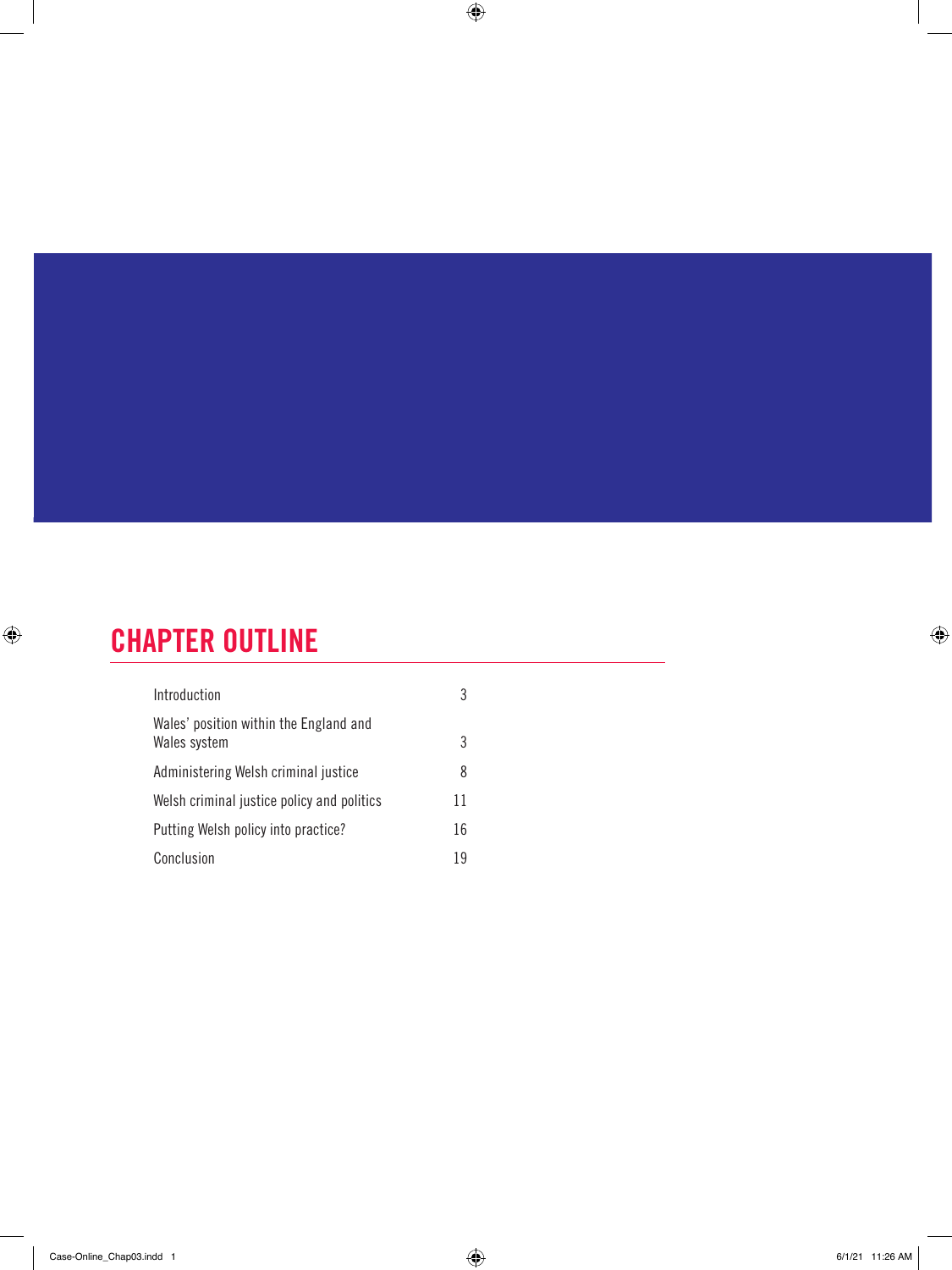## CHAPTER OUTLINE

| | |
|---|---|
| Introduction | 3 |
| Wales' position within the England and Wales system | 3 |
| Administering Welsh criminal justice | 8 |
| Welsh criminal justice policy and politics | 11 |
| Putting Welsh policy into practice? | 16 |
| Conclusion | 19 |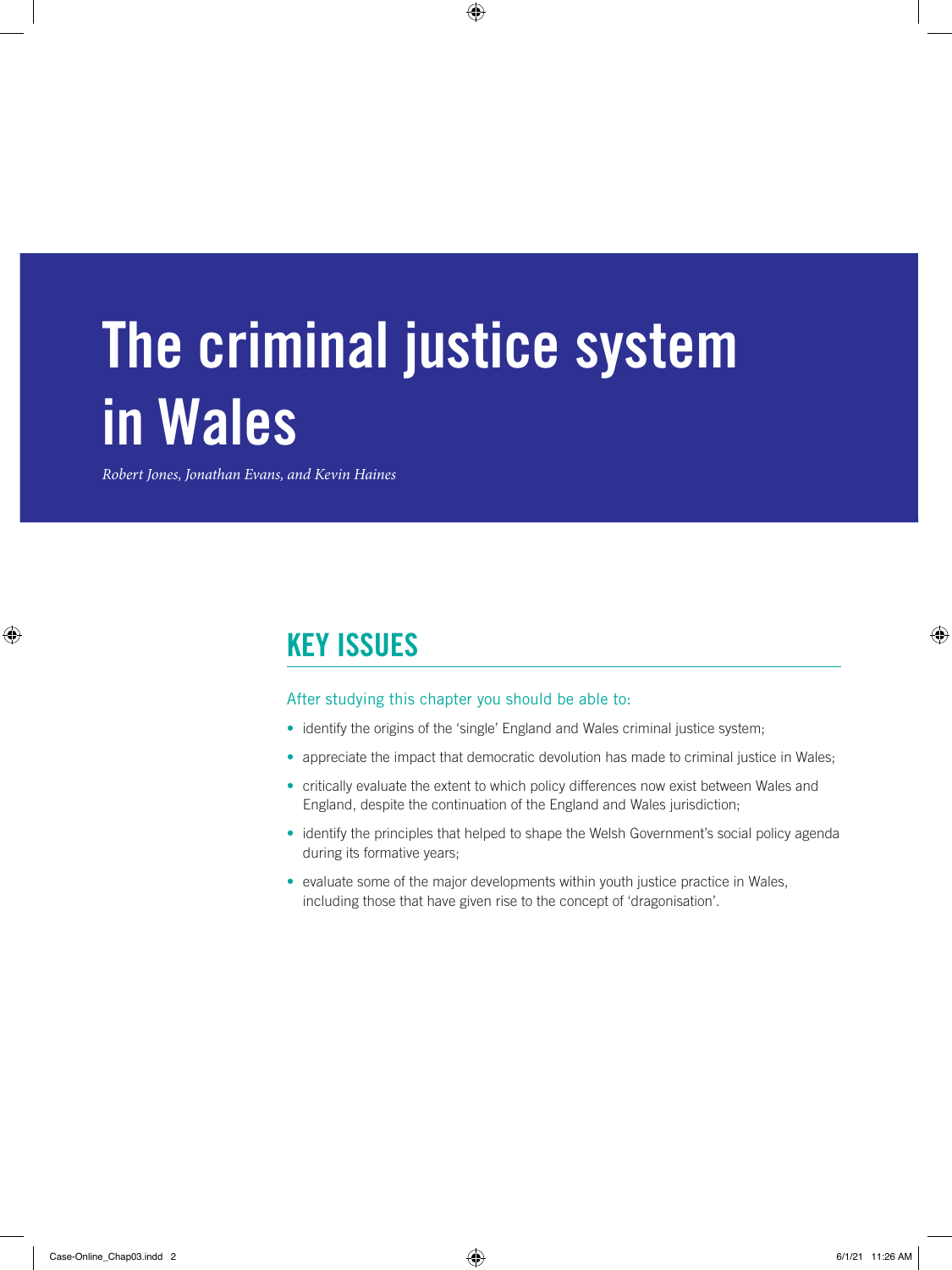# The criminal justice system in Wales

*Robert Jones, Jonathan Evans, and Kevin Haines*

## KEY ISSUES

After studying this chapter you should be able to:

- identify the origins of the 'single' England and Wales criminal justice system;
- appreciate the impact that democratic devolution has made to criminal justice in Wales;
- critically evaluate the extent to which policy differences now exist between Wales and England, despite the continuation of the England and Wales jurisdiction;
- identify the principles that helped to shape the Welsh Government's social policy agenda during its formative years;
- evaluate some of the major developments within youth justice practice in Wales, including those that have given rise to the concept of 'dragonisation'.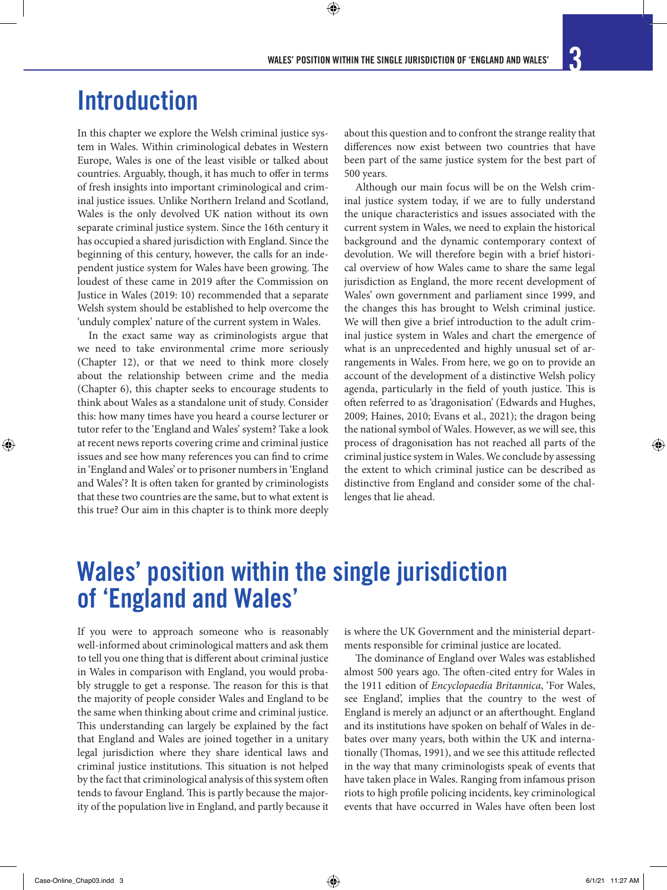# Introduction

In this chapter we explore the Welsh criminal justice system in Wales. Within criminological debates in Western Europe, Wales is one of the least visible or talked about countries. Arguably, though, it has much to offer in terms of fresh insights into important criminological and criminal justice issues. Unlike Northern Ireland and Scotland, Wales is the only devolved UK nation without its own separate criminal justice system. Since the 16th century it has occupied a shared jurisdiction with England. Since the beginning of this century, however, the calls for an independent justice system for Wales have been growing. The loudest of these came in 2019 after the Commission on Justice in Wales (2019: 10) recommended that a separate Welsh system should be established to help overcome the 'unduly complex' nature of the current system in Wales.

In the exact same way as criminologists argue that we need to take environmental crime more seriously (Chapter 12), or that we need to think more closely about the relationship between crime and the media (Chapter 6), this chapter seeks to encourage students to think about Wales as a standalone unit of study. Consider this: how many times have you heard a course lecturer or tutor refer to the 'England and Wales' system? Take a look at recent news reports covering crime and criminal justice issues and see how many references you can find to crime in 'England and Wales' or to prisoner numbers in 'England and Wales'? It is often taken for granted by criminologists that these two countries are the same, but to what extent is this true? Our aim in this chapter is to think more deeply about this question and to confront the strange reality that differences now exist between two countries that have been part of the same justice system for the best part of 500 years.

Although our main focus will be on the Welsh criminal justice system today, if we are to fully understand the unique characteristics and issues associated with the current system in Wales, we need to explain the historical background and the dynamic contemporary context of devolution. We will therefore begin with a brief historical overview of how Wales came to share the same legal jurisdiction as England, the more recent development of Wales' own government and parliament since 1999, and the changes this has brought to Welsh criminal justice. We will then give a brief introduction to the adult criminal justice system in Wales and chart the emergence of what is an unprecedented and highly unusual set of arrangements in Wales. From here, we go on to provide an account of the development of a distinctive Welsh policy agenda, particularly in the field of youth justice. This is often referred to as 'dragonisation' (Edwards and Hughes, 2009; Haines, 2010; Evans et al., 2021); the dragon being the national symbol of Wales. However, as we will see, this process of dragonisation has not reached all parts of the criminal justice system in Wales. We conclude by assessing the extent to which criminal justice can be described as distinctive from England and consider some of the challenges that lie ahead.

# Wales' position within the single jurisdiction of 'England and Wales'

If you were to approach someone who is reasonably well-informed about criminological matters and ask them to tell you one thing that is different about criminal justice in Wales in comparison with England, you would probably struggle to get a response. The reason for this is that the majority of people consider Wales and England to be the same when thinking about crime and criminal justice. This understanding can largely be explained by the fact that England and Wales are joined together in a unitary legal jurisdiction where they share identical laws and criminal justice institutions. This situation is not helped by the fact that criminological analysis of this system often tends to favour England. This is partly because the majority of the population live in England, and partly because it is where the UK Government and the ministerial departments responsible for criminal justice are located.

The dominance of England over Wales was established almost 500 years ago. The often-cited entry for Wales in the 1911 edition of *Encyclopaedia Britannica*, 'For Wales, see England', implies that the country to the west of England is merely an adjunct or an afterthought. England and its institutions have spoken on behalf of Wales in debates over many years, both within the UK and internationally (Thomas, 1991), and we see this attitude reflected in the way that many criminologists speak of events that have taken place in Wales. Ranging from infamous prison riots to high profile policing incidents, key criminological events that have occurred in Wales have often been lost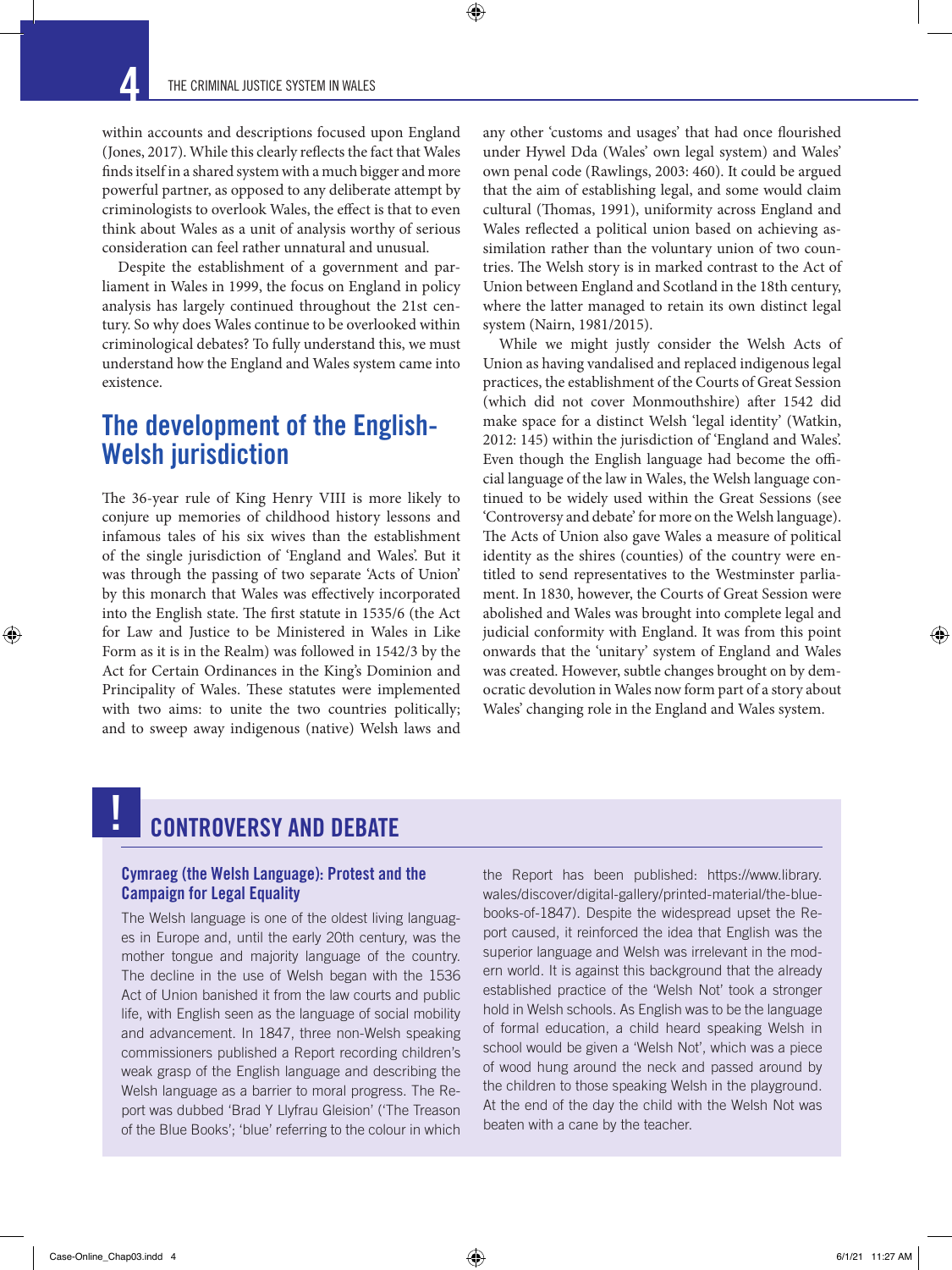within accounts and descriptions focused upon England (Jones, 2017). While this clearly reflects the fact that Wales finds itself in a shared system with a much bigger and more powerful partner, as opposed to any deliberate attempt by criminologists to overlook Wales, the effect is that to even think about Wales as a unit of analysis worthy of serious consideration can feel rather unnatural and unusual.

Despite the establishment of a government and parliament in Wales in 1999, the focus on England in policy analysis has largely continued throughout the 21st century. So why does Wales continue to be overlooked within criminological debates? To fully understand this, we must understand how the England and Wales system came into existence.

## The development of the English-Welsh jurisdiction

The 36-year rule of King Henry VIII is more likely to conjure up memories of childhood history lessons and infamous tales of his six wives than the establishment of the single jurisdiction of 'England and Wales'. But it was through the passing of two separate 'Acts of Union' by this monarch that Wales was effectively incorporated into the English state. The first statute in 1535/6 (the Act for Law and Justice to be Ministered in Wales in Like Form as it is in the Realm) was followed in 1542/3 by the Act for Certain Ordinances in the King's Dominion and Principality of Wales. These statutes were implemented with two aims: to unite the two countries politically; and to sweep away indigenous (native) Welsh laws and any other 'customs and usages' that had once flourished under Hywel Dda (Wales' own legal system) and Wales' own penal code (Rawlings, 2003: 460). It could be argued that the aim of establishing legal, and some would claim cultural (Thomas, 1991), uniformity across England and Wales reflected a political union based on achieving assimilation rather than the voluntary union of two countries. The Welsh story is in marked contrast to the Act of Union between England and Scotland in the 18th century, where the latter managed to retain its own distinct legal system (Nairn, 1981/2015).

While we might justly consider the Welsh Acts of Union as having vandalised and replaced indigenous legal practices, the establishment of the Courts of Great Session (which did not cover Monmouthshire) after 1542 did make space for a distinct Welsh 'legal identity' (Watkin, 2012: 145) within the jurisdiction of 'England and Wales'. Even though the English language had become the official language of the law in Wales, the Welsh language continued to be widely used within the Great Sessions (see 'Controversy and debate' for more on the Welsh language). The Acts of Union also gave Wales a measure of political identity as the shires (counties) of the country were entitled to send representatives to the Westminster parliament. In 1830, however, the Courts of Great Session were abolished and Wales was brought into complete legal and judicial conformity with England. It was from this point onwards that the 'unitary' system of England and Wales was created. However, subtle changes brought on by democratic devolution in Wales now form part of a story about Wales' changing role in the England and Wales system.

## ! CONTROVERSY AND DEBATE

### Cymraeg (the Welsh Language): Protest and the Campaign for Legal Equality

The Welsh language is one of the oldest living languages in Europe and, until the early 20th century, was the mother tongue and majority language of the country. The decline in the use of Welsh began with the 1536 Act of Union banished it from the law courts and public life, with English seen as the language of social mobility and advancement. In 1847, three non-Welsh speaking commissioners published a Report recording children's weak grasp of the English language and describing the Welsh language as a barrier to moral progress. The Report was dubbed 'Brad Y Llyfrau Gleision' ('The Treason of the Blue Books'; 'blue' referring to the colour in which the Report has been published: https://www.library.wales/discover/digital-gallery/printed-material/the-blue-books-of-1847). Despite the widespread upset the Report caused, it reinforced the idea that English was the superior language and Welsh was irrelevant in the modern world. It is against this background that the already established practice of the 'Welsh Not' took a stronger hold in Welsh schools. As English was to be the language of formal education, a child heard speaking Welsh in school would be given a 'Welsh Not', which was a piece of wood hung around the neck and passed around by the children to those speaking Welsh in the playground. At the end of the day the child with the Welsh Not was beaten with a cane by the teacher.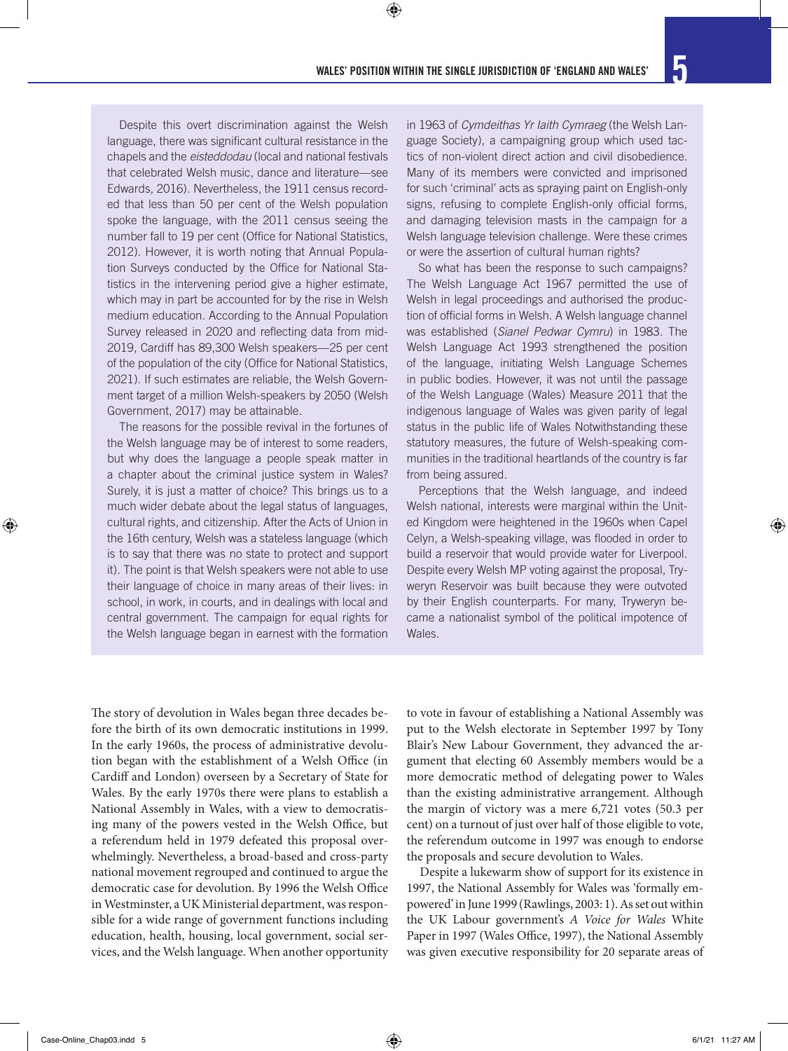Despite this overt discrimination against the Welsh language, there was significant cultural resistance in the chapels and the *eisteddodau* (local and national festivals that celebrated Welsh music, dance and literature—see Edwards, 2016). Nevertheless, the 1911 census recorded that less than 50 per cent of the Welsh population spoke the language, with the 2011 census seeing the number fall to 19 per cent (Office for National Statistics, 2012). However, it is worth noting that Annual Population Surveys conducted by the Office for National Statistics in the intervening period give a higher estimate, which may in part be accounted for by the rise in Welsh medium education. According to the Annual Population Survey released in 2020 and reflecting data from mid-2019, Cardiff has 89,300 Welsh speakers—25 per cent of the population of the city (Office for National Statistics, 2021). If such estimates are reliable, the Welsh Government target of a million Welsh-speakers by 2050 (Welsh Government, 2017) may be attainable.

The reasons for the possible revival in the fortunes of the Welsh language may be of interest to some readers, but why does the language a people speak matter in a chapter about the criminal justice system in Wales? Surely, it is just a matter of choice? This brings us to a much wider debate about the legal status of languages, cultural rights, and citizenship. After the Acts of Union in the 16th century, Welsh was a stateless language (which is to say that there was no state to protect and support it). The point is that Welsh speakers were not able to use their language of choice in many areas of their lives: in school, in work, in courts, and in dealings with local and central government. The campaign for equal rights for the Welsh language began in earnest with the formation in 1963 of *Cymdeithas Yr Iaith Cymraeg* (the Welsh Language Society), a campaigning group which used tactics of non-violent direct action and civil disobedience. Many of its members were convicted and imprisoned for such 'criminal' acts as spraying paint on English-only signs, refusing to complete English-only official forms, and damaging television masts in the campaign for a Welsh language television challenge. Were these crimes or were the assertion of cultural human rights?

So what has been the response to such campaigns? The Welsh Language Act 1967 permitted the use of Welsh in legal proceedings and authorised the production of official forms in Welsh. A Welsh language channel was established (*Sianel Pedwar Cymru*) in 1983. The Welsh Language Act 1993 strengthened the position of the language, initiating Welsh Language Schemes in public bodies. However, it was not until the passage of the Welsh Language (Wales) Measure 2011 that the indigenous language of Wales was given parity of legal status in the public life of Wales Notwithstanding these statutory measures, the future of Welsh-speaking communities in the traditional heartlands of the country is far from being assured.

Perceptions that the Welsh language, and indeed Welsh national, interests were marginal within the United Kingdom were heightened in the 1960s when Capel Celyn, a Welsh-speaking village, was flooded in order to build a reservoir that would provide water for Liverpool. Despite every Welsh MP voting against the proposal, Tryweryn Reservoir was built because they were outvoted by their English counterparts. For many, Tryweryn became a nationalist symbol of the political impotence of Wales.

The story of devolution in Wales began three decades before the birth of its own democratic institutions in 1999. In the early 1960s, the process of administrative devolution began with the establishment of a Welsh Office (in Cardiff and London) overseen by a Secretary of State for Wales. By the early 1970s there were plans to establish a National Assembly in Wales, with a view to democratising many of the powers vested in the Welsh Office, but a referendum held in 1979 defeated this proposal overwhelmingly. Nevertheless, a broad-based and cross-party national movement regrouped and continued to argue the democratic case for devolution. By 1996 the Welsh Office in Westminster, a UK Ministerial department, was responsible for a wide range of government functions including education, health, housing, local government, social services, and the Welsh language. When another opportunity to vote in favour of establishing a National Assembly was put to the Welsh electorate in September 1997 by Tony Blair's New Labour Government, they advanced the argument that electing 60 Assembly members would be a more democratic method of delegating power to Wales than the existing administrative arrangement. Although the margin of victory was a mere 6,721 votes (50.3 per cent) on a turnout of just over half of those eligible to vote, the referendum outcome in 1997 was enough to endorse the proposals and secure devolution to Wales.

Despite a lukewarm show of support for its existence in 1997, the National Assembly for Wales was 'formally empowered' in June 1999 (Rawlings, 2003: 1). As set out within the UK Labour government's *A Voice for Wales* White Paper in 1997 (Wales Office, 1997), the National Assembly was given executive responsibility for 20 separate areas of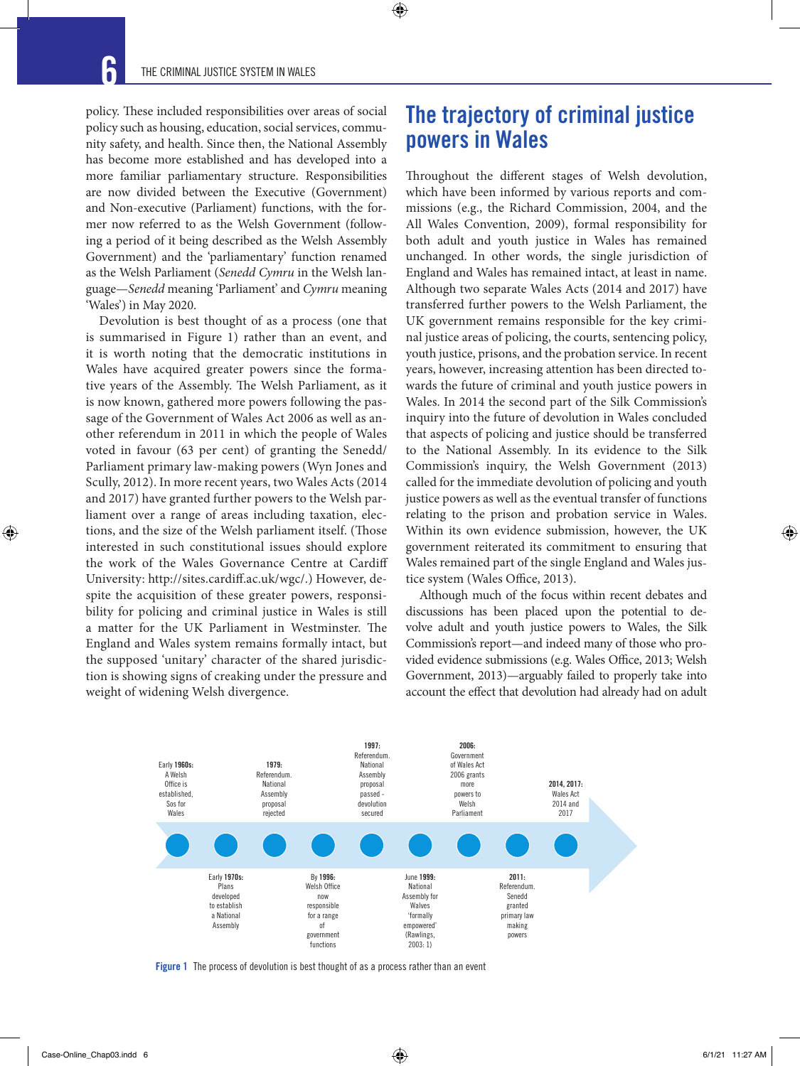policy. These included responsibilities over areas of social policy such as housing, education, social services, community safety, and health. Since then, the National Assembly has become more established and has developed into a more familiar parliamentary structure. Responsibilities are now divided between the Executive (Government) and Non-executive (Parliament) functions, with the former now referred to as the Welsh Government (following a period of it being described as the Welsh Assembly Government) and the 'parliamentary' function renamed as the Welsh Parliament (*Senedd Cymru* in the Welsh language—*Senedd* meaning 'Parliament' and *Cymru* meaning 'Wales') in May 2020.

Devolution is best thought of as a process (one that is summarised in Figure 1) rather than an event, and it is worth noting that the democratic institutions in Wales have acquired greater powers since the formative years of the Assembly. The Welsh Parliament, as it is now known, gathered more powers following the passage of the Government of Wales Act 2006 as well as another referendum in 2011 in which the people of Wales voted in favour (63 per cent) of granting the Senedd/Parliament primary law-making powers (Wyn Jones and Scully, 2012). In more recent years, two Wales Acts (2014 and 2017) have granted further powers to the Welsh parliament over a range of areas including taxation, elections, and the size of the Welsh parliament itself. (Those interested in such constitutional issues should explore the work of the Wales Governance Centre at Cardiff University: http://sites.cardiff.ac.uk/wgc/.) However, despite the acquisition of these greater powers, responsibility for policing and criminal justice in Wales is still a matter for the UK Parliament in Westminster. The England and Wales system remains formally intact, but the supposed 'unitary' character of the shared jurisdiction is showing signs of creaking under the pressure and weight of widening Welsh divergence.

## The trajectory of criminal justice powers in Wales

Throughout the different stages of Welsh devolution, which have been informed by various reports and commissions (e.g., the Richard Commission, 2004, and the All Wales Convention, 2009), formal responsibility for both adult and youth justice in Wales has remained unchanged. In other words, the single jurisdiction of England and Wales has remained intact, at least in name. Although two separate Wales Acts (2014 and 2017) have transferred further powers to the Welsh Parliament, the UK government remains responsible for the key criminal justice areas of policing, the courts, sentencing policy, youth justice, prisons, and the probation service. In recent years, however, increasing attention has been directed towards the future of criminal and youth justice powers in Wales. In 2014 the second part of the Silk Commission's inquiry into the future of devolution in Wales concluded that aspects of policing and justice should be transferred to the National Assembly. In its evidence to the Silk Commission's inquiry, the Welsh Government (2013) called for the immediate devolution of policing and youth justice powers as well as the eventual transfer of functions relating to the prison and probation service in Wales. Within its own evidence submission, however, the UK government reiterated its commitment to ensuring that Wales remained part of the single England and Wales justice system (Wales Office, 2013).

Although much of the focus within recent debates and discussions has been placed upon the potential to devolve adult and youth justice powers to Wales, the Silk Commission's report—and indeed many of those who provided evidence submissions (e.g. Wales Office, 2013; Welsh Government, 2013)—arguably failed to properly take into account the effect that devolution had already had on adult

- Early **1960s**: A Welsh Office is established, Sos for Wales
- Early **1970s**: Plans developed to establish a National Assembly
- **1979**: Referendum. National Assembly proposal rejected
- By **1996**: Welsh Office now responsible for a range of government functions
- **1997**: Referendum. National Assembly proposal passed - devolution secured
- June **1999**: National Assembly for Walves 'formally empowered' (Rawlings, 2003: 1)
- **2006**: Government of Wales Act 2006 grants more powers to Welsh Parliament
- **2011**: Referendum. Senedd granted primary law making powers
- **2014, 2017**: Wales Act 2014 and 2017

**Figure 1** The process of devolution is best thought of as a process rather than an event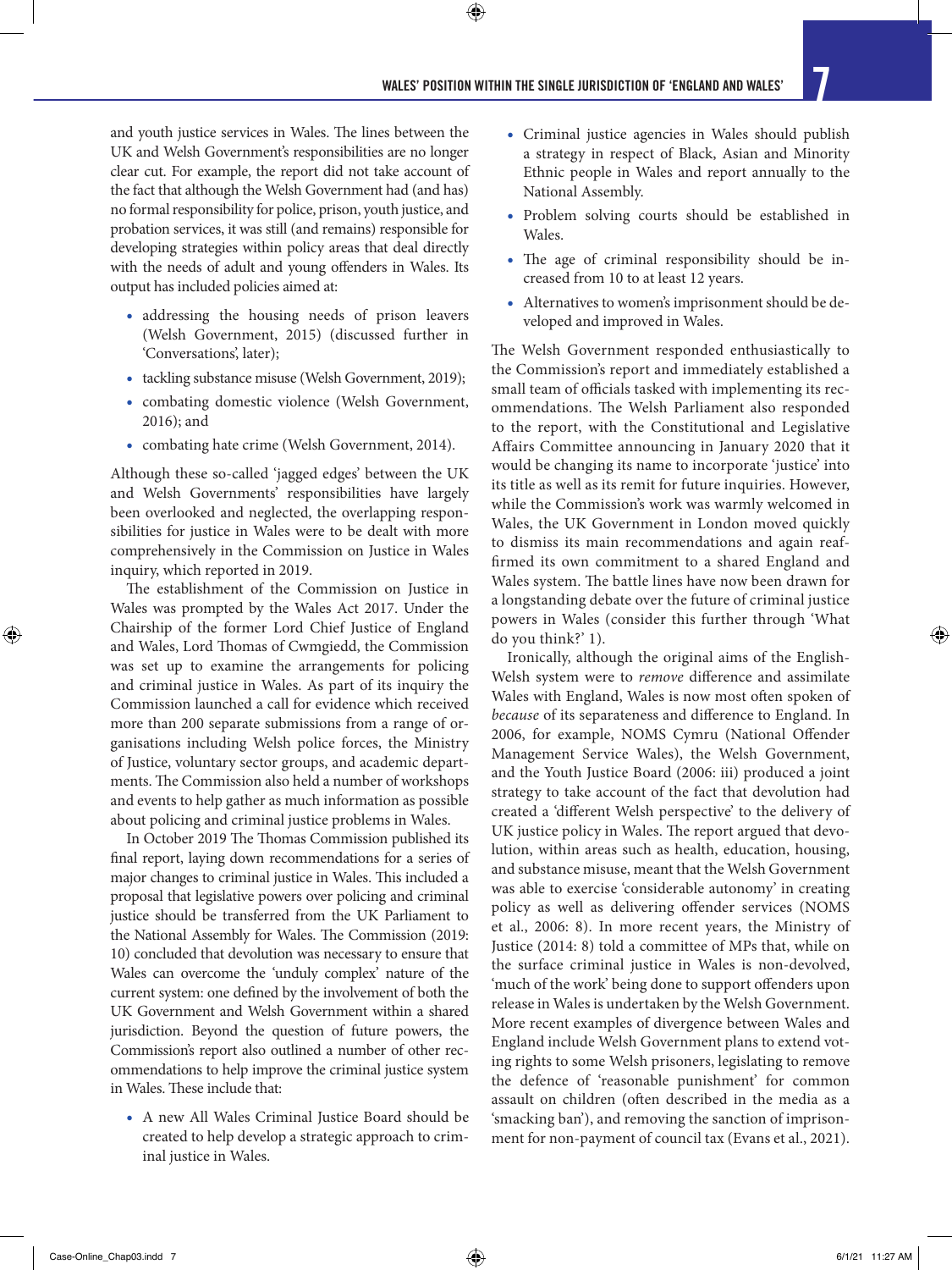and youth justice services in Wales. The lines between the UK and Welsh Government's responsibilities are no longer clear cut. For example, the report did not take account of the fact that although the Welsh Government had (and has) no formal responsibility for police, prison, youth justice, and probation services, it was still (and remains) responsible for developing strategies within policy areas that deal directly with the needs of adult and young offenders in Wales. Its output has included policies aimed at:

- addressing the housing needs of prison leavers (Welsh Government, 2015) (discussed further in 'Conversations', later);
- tackling substance misuse (Welsh Government, 2019);
- combating domestic violence (Welsh Government, 2016); and
- combating hate crime (Welsh Government, 2014).

Although these so-called 'jagged edges' between the UK and Welsh Governments' responsibilities have largely been overlooked and neglected, the overlapping responsibilities for justice in Wales were to be dealt with more comprehensively in the Commission on Justice in Wales inquiry, which reported in 2019.

The establishment of the Commission on Justice in Wales was prompted by the Wales Act 2017. Under the Chairship of the former Lord Chief Justice of England and Wales, Lord Thomas of Cwmgiedd, the Commission was set up to examine the arrangements for policing and criminal justice in Wales. As part of its inquiry the Commission launched a call for evidence which received more than 200 separate submissions from a range of organisations including Welsh police forces, the Ministry of Justice, voluntary sector groups, and academic departments. The Commission also held a number of workshops and events to help gather as much information as possible about policing and criminal justice problems in Wales.

In October 2019 The Thomas Commission published its final report, laying down recommendations for a series of major changes to criminal justice in Wales. This included a proposal that legislative powers over policing and criminal justice should be transferred from the UK Parliament to the National Assembly for Wales. The Commission (2019: 10) concluded that devolution was necessary to ensure that Wales can overcome the 'unduly complex' nature of the current system: one defined by the involvement of both the UK Government and Welsh Government within a shared jurisdiction. Beyond the question of future powers, the Commission's report also outlined a number of other recommendations to help improve the criminal justice system in Wales. These include that:

- A new All Wales Criminal Justice Board should be created to help develop a strategic approach to criminal justice in Wales.
- Criminal justice agencies in Wales should publish a strategy in respect of Black, Asian and Minority Ethnic people in Wales and report annually to the National Assembly.
- Problem solving courts should be established in Wales.
- The age of criminal responsibility should be increased from 10 to at least 12 years.
- Alternatives to women's imprisonment should be developed and improved in Wales.

The Welsh Government responded enthusiastically to the Commission's report and immediately established a small team of officials tasked with implementing its recommendations. The Welsh Parliament also responded to the report, with the Constitutional and Legislative Affairs Committee announcing in January 2020 that it would be changing its name to incorporate 'justice' into its title as well as its remit for future inquiries. However, while the Commission's work was warmly welcomed in Wales, the UK Government in London moved quickly to dismiss its main recommendations and again reaffirmed its own commitment to a shared England and Wales system. The battle lines have now been drawn for a longstanding debate over the future of criminal justice powers in Wales (consider this further through 'What do you think?' 1).

Ironically, although the original aims of the English-Welsh system were to *remove* difference and assimilate Wales with England, Wales is now most often spoken of *because* of its separateness and difference to England. In 2006, for example, NOMS Cymru (National Offender Management Service Wales), the Welsh Government, and the Youth Justice Board (2006: iii) produced a joint strategy to take account of the fact that devolution had created a 'different Welsh perspective' to the delivery of UK justice policy in Wales. The report argued that devolution, within areas such as health, education, housing, and substance misuse, meant that the Welsh Government was able to exercise 'considerable autonomy' in creating policy as well as delivering offender services (NOMS et al., 2006: 8). In more recent years, the Ministry of Justice (2014: 8) told a committee of MPs that, while on the surface criminal justice in Wales is non-devolved, 'much of the work' being done to support offenders upon release in Wales is undertaken by the Welsh Government. More recent examples of divergence between Wales and England include Welsh Government plans to extend voting rights to some Welsh prisoners, legislating to remove the defence of 'reasonable punishment' for common assault on children (often described in the media as a 'smacking ban'), and removing the sanction of imprisonment for non-payment of council tax (Evans et al., 2021).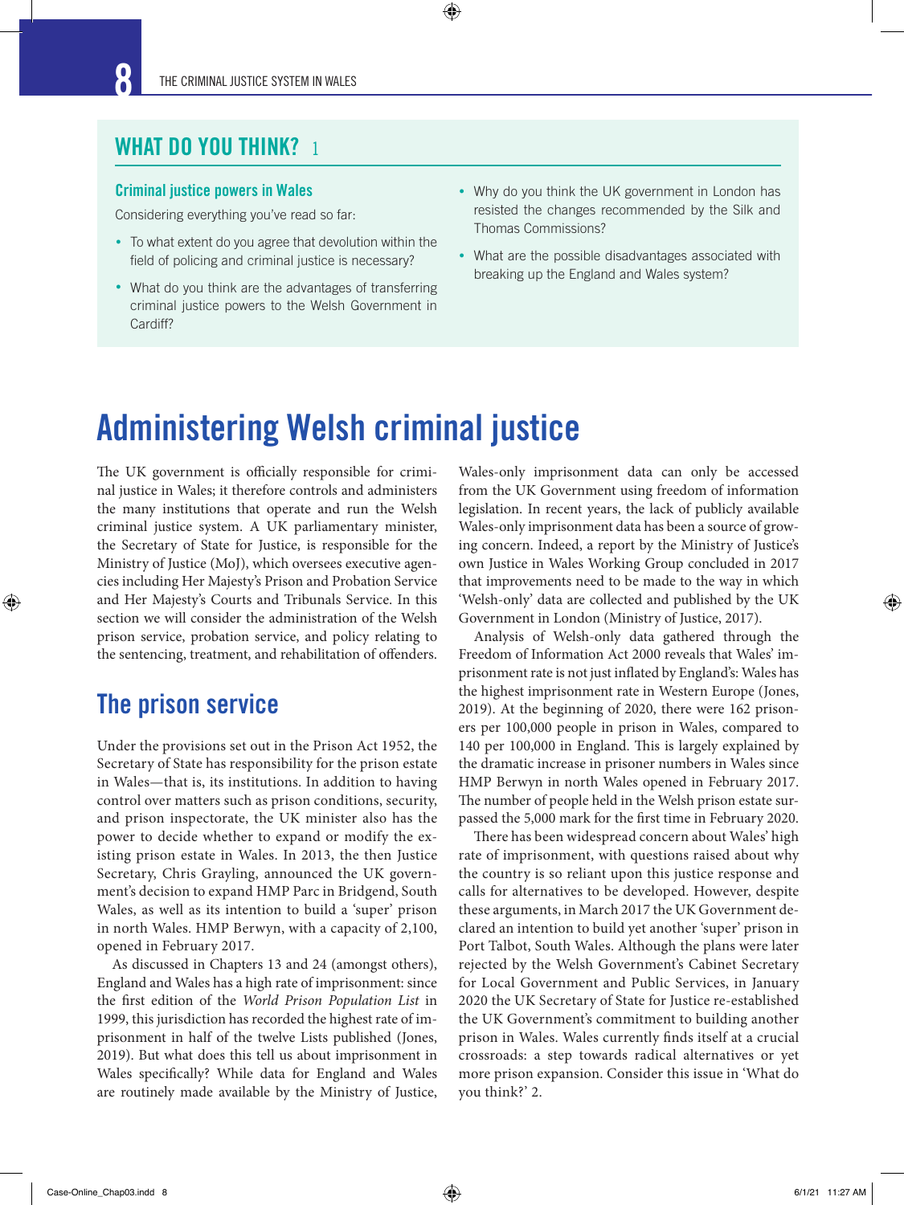## WHAT DO YOU THINK? 1

### Criminal justice powers in Wales

Considering everything you've read so far:

- To what extent do you agree that devolution within the field of policing and criminal justice is necessary?
- What do you think are the advantages of transferring criminal justice powers to the Welsh Government in Cardiff?
- Why do you think the UK government in London has resisted the changes recommended by the Silk and Thomas Commissions?
- What are the possible disadvantages associated with breaking up the England and Wales system?

# Administering Welsh criminal justice

The UK government is officially responsible for criminal justice in Wales; it therefore controls and administers the many institutions that operate and run the Welsh criminal justice system. A UK parliamentary minister, the Secretary of State for Justice, is responsible for the Ministry of Justice (MoJ), which oversees executive agencies including Her Majesty's Prison and Probation Service and Her Majesty's Courts and Tribunals Service. In this section we will consider the administration of the Welsh prison service, probation service, and policy relating to the sentencing, treatment, and rehabilitation of offenders.

## The prison service

Under the provisions set out in the Prison Act 1952, the Secretary of State has responsibility for the prison estate in Wales—that is, its institutions. In addition to having control over matters such as prison conditions, security, and prison inspectorate, the UK minister also has the power to decide whether to expand or modify the existing prison estate in Wales. In 2013, the then Justice Secretary, Chris Grayling, announced the UK government's decision to expand HMP Parc in Bridgend, South Wales, as well as its intention to build a 'super' prison in north Wales. HMP Berwyn, with a capacity of 2,100, opened in February 2017.

As discussed in Chapters 13 and 24 (amongst others), England and Wales has a high rate of imprisonment: since the first edition of the *World Prison Population List* in 1999, this jurisdiction has recorded the highest rate of imprisonment in half of the twelve Lists published (Jones, 2019). But what does this tell us about imprisonment in Wales specifically? While data for England and Wales are routinely made available by the Ministry of Justice, Wales-only imprisonment data can only be accessed from the UK Government using freedom of information legislation. In recent years, the lack of publicly available Wales-only imprisonment data has been a source of growing concern. Indeed, a report by the Ministry of Justice's own Justice in Wales Working Group concluded in 2017 that improvements need to be made to the way in which 'Welsh-only' data are collected and published by the UK Government in London (Ministry of Justice, 2017).

Analysis of Welsh-only data gathered through the Freedom of Information Act 2000 reveals that Wales' imprisonment rate is not just inflated by England's: Wales has the highest imprisonment rate in Western Europe (Jones, 2019). At the beginning of 2020, there were 162 prisoners per 100,000 people in prison in Wales, compared to 140 per 100,000 in England. This is largely explained by the dramatic increase in prisoner numbers in Wales since HMP Berwyn in north Wales opened in February 2017. The number of people held in the Welsh prison estate surpassed the 5,000 mark for the first time in February 2020.

There has been widespread concern about Wales' high rate of imprisonment, with questions raised about why the country is so reliant upon this justice response and calls for alternatives to be developed. However, despite these arguments, in March 2017 the UK Government declared an intention to build yet another 'super' prison in Port Talbot, South Wales. Although the plans were later rejected by the Welsh Government's Cabinet Secretary for Local Government and Public Services, in January 2020 the UK Secretary of State for Justice re-established the UK Government's commitment to building another prison in Wales. Wales currently finds itself at a crucial crossroads: a step towards radical alternatives or yet more prison expansion. Consider this issue in 'What do you think?' 2.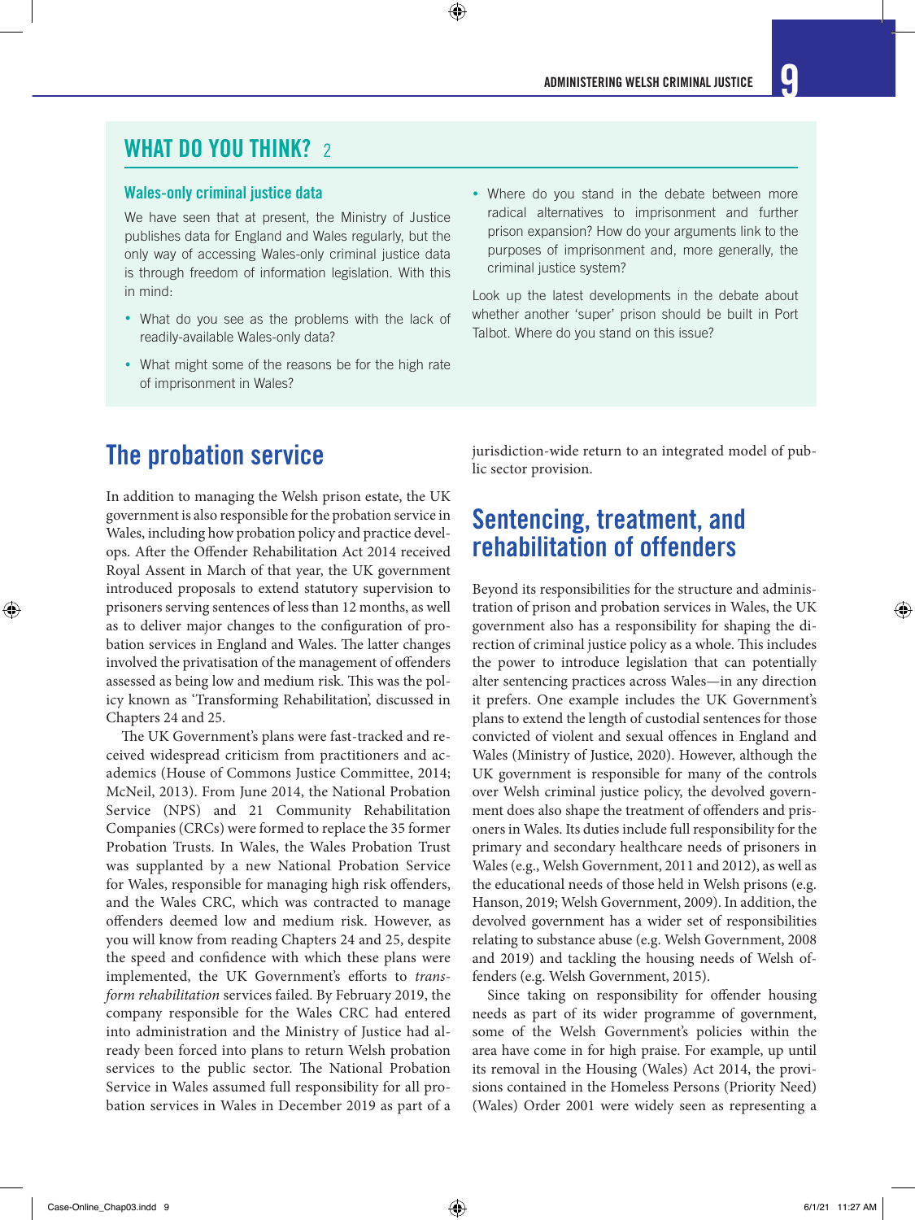## WHAT DO YOU THINK? 2

### Wales-only criminal justice data

We have seen that at present, the Ministry of Justice publishes data for England and Wales regularly, but the only way of accessing Wales-only criminal justice data is through freedom of information legislation. With this in mind:

- What do you see as the problems with the lack of readily-available Wales-only data?
- What might some of the reasons be for the high rate of imprisonment in Wales?
- Where do you stand in the debate between more radical alternatives to imprisonment and further prison expansion? How do your arguments link to the purposes of imprisonment and, more generally, the criminal justice system?

Look up the latest developments in the debate about whether another 'super' prison should be built in Port Talbot. Where do you stand on this issue?

## The probation service

In addition to managing the Welsh prison estate, the UK government is also responsible for the probation service in Wales, including how probation policy and practice develops. After the Offender Rehabilitation Act 2014 received Royal Assent in March of that year, the UK government introduced proposals to extend statutory supervision to prisoners serving sentences of less than 12 months, as well as to deliver major changes to the configuration of probation services in England and Wales. The latter changes involved the privatisation of the management of offenders assessed as being low and medium risk. This was the policy known as 'Transforming Rehabilitation', discussed in Chapters 24 and 25.

The UK Government's plans were fast-tracked and received widespread criticism from practitioners and academics (House of Commons Justice Committee, 2014; McNeil, 2013). From June 2014, the National Probation Service (NPS) and 21 Community Rehabilitation Companies (CRCs) were formed to replace the 35 former Probation Trusts. In Wales, the Wales Probation Trust was supplanted by a new National Probation Service for Wales, responsible for managing high risk offenders, and the Wales CRC, which was contracted to manage offenders deemed low and medium risk. However, as you will know from reading Chapters 24 and 25, despite the speed and confidence with which these plans were implemented, the UK Government's efforts to *transform rehabilitation* services failed. By February 2019, the company responsible for the Wales CRC had entered into administration and the Ministry of Justice had already been forced into plans to return Welsh probation services to the public sector. The National Probation Service in Wales assumed full responsibility for all probation services in Wales in December 2019 as part of a jurisdiction-wide return to an integrated model of public sector provision.

## Sentencing, treatment, and rehabilitation of offenders

Beyond its responsibilities for the structure and administration of prison and probation services in Wales, the UK government also has a responsibility for shaping the direction of criminal justice policy as a whole. This includes the power to introduce legislation that can potentially alter sentencing practices across Wales—in any direction it prefers. One example includes the UK Government's plans to extend the length of custodial sentences for those convicted of violent and sexual offences in England and Wales (Ministry of Justice, 2020). However, although the UK government is responsible for many of the controls over Welsh criminal justice policy, the devolved government does also shape the treatment of offenders and prisoners in Wales. Its duties include full responsibility for the primary and secondary healthcare needs of prisoners in Wales (e.g., Welsh Government, 2011 and 2012), as well as the educational needs of those held in Welsh prisons (e.g. Hanson, 2019; Welsh Government, 2009). In addition, the devolved government has a wider set of responsibilities relating to substance abuse (e.g. Welsh Government, 2008 and 2019) and tackling the housing needs of Welsh offenders (e.g. Welsh Government, 2015).

Since taking on responsibility for offender housing needs as part of its wider programme of government, some of the Welsh Government's policies within the area have come in for high praise. For example, up until its removal in the Housing (Wales) Act 2014, the provisions contained in the Homeless Persons (Priority Need) (Wales) Order 2001 were widely seen as representing a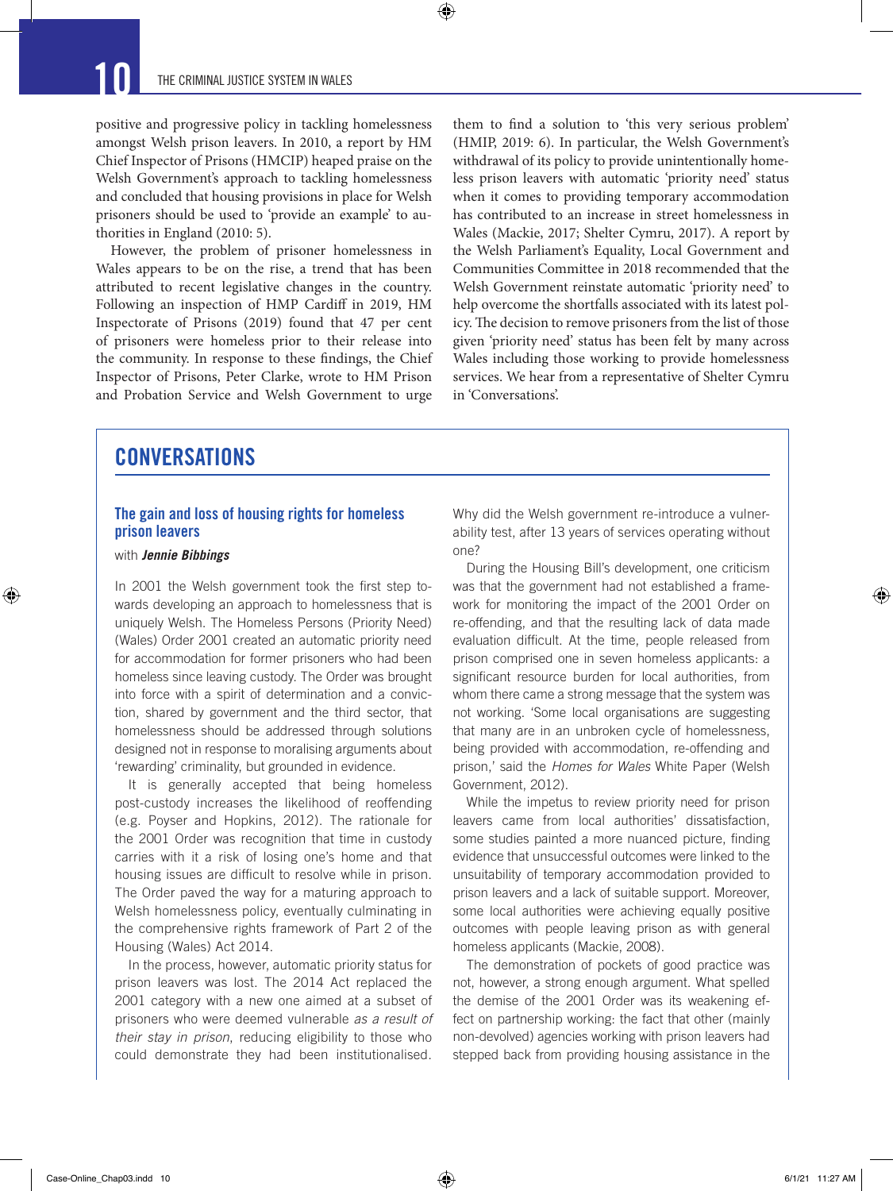positive and progressive policy in tackling homelessness amongst Welsh prison leavers. In 2010, a report by HM Chief Inspector of Prisons (HMCIP) heaped praise on the Welsh Government's approach to tackling homelessness and concluded that housing provisions in place for Welsh prisoners should be used to 'provide an example' to authorities in England (2010: 5).

However, the problem of prisoner homelessness in Wales appears to be on the rise, a trend that has been attributed to recent legislative changes in the country. Following an inspection of HMP Cardiff in 2019, HM Inspectorate of Prisons (2019) found that 47 per cent of prisoners were homeless prior to their release into the community. In response to these findings, the Chief Inspector of Prisons, Peter Clarke, wrote to HM Prison and Probation Service and Welsh Government to urge them to find a solution to 'this very serious problem' (HMIP, 2019: 6). In particular, the Welsh Government's withdrawal of its policy to provide unintentionally homeless prison leavers with automatic 'priority need' status when it comes to providing temporary accommodation has contributed to an increase in street homelessness in Wales (Mackie, 2017; Shelter Cymru, 2017). A report by the Welsh Parliament's Equality, Local Government and Communities Committee in 2018 recommended that the Welsh Government reinstate automatic 'priority need' to help overcome the shortfalls associated with its latest policy. The decision to remove prisoners from the list of those given 'priority need' status has been felt by many across Wales including those working to provide homelessness services. We hear from a representative of Shelter Cymru in 'Conversations'.

## CONVERSATIONS

### The gain and loss of housing rights for homeless prison leavers

with ***Jennie Bibbings***

In 2001 the Welsh government took the first step towards developing an approach to homelessness that is uniquely Welsh. The Homeless Persons (Priority Need) (Wales) Order 2001 created an automatic priority need for accommodation for former prisoners who had been homeless since leaving custody. The Order was brought into force with a spirit of determination and a conviction, shared by government and the third sector, that homelessness should be addressed through solutions designed not in response to moralising arguments about 'rewarding' criminality, but grounded in evidence.

It is generally accepted that being homeless post-custody increases the likelihood of reoffending (e.g. Poyser and Hopkins, 2012). The rationale for the 2001 Order was recognition that time in custody carries with it a risk of losing one's home and that housing issues are difficult to resolve while in prison. The Order paved the way for a maturing approach to Welsh homelessness policy, eventually culminating in the comprehensive rights framework of Part 2 of the Housing (Wales) Act 2014.

In the process, however, automatic priority status for prison leavers was lost. The 2014 Act replaced the 2001 category with a new one aimed at a subset of prisoners who were deemed vulnerable *as a result of their stay in prison*, reducing eligibility to those who could demonstrate they had been institutionalised. Why did the Welsh government re-introduce a vulnerability test, after 13 years of services operating without one?

During the Housing Bill's development, one criticism was that the government had not established a framework for monitoring the impact of the 2001 Order on re-offending, and that the resulting lack of data made evaluation difficult. At the time, people released from prison comprised one in seven homeless applicants: a significant resource burden for local authorities, from whom there came a strong message that the system was not working. 'Some local organisations are suggesting that many are in an unbroken cycle of homelessness, being provided with accommodation, re-offending and prison,' said the *Homes for Wales* White Paper (Welsh Government, 2012).

While the impetus to review priority need for prison leavers came from local authorities' dissatisfaction, some studies painted a more nuanced picture, finding evidence that unsuccessful outcomes were linked to the unsuitability of temporary accommodation provided to prison leavers and a lack of suitable support. Moreover, some local authorities were achieving equally positive outcomes with people leaving prison as with general homeless applicants (Mackie, 2008).

The demonstration of pockets of good practice was not, however, a strong enough argument. What spelled the demise of the 2001 Order was its weakening effect on partnership working: the fact that other (mainly non-devolved) agencies working with prison leavers had stepped back from providing housing assistance in the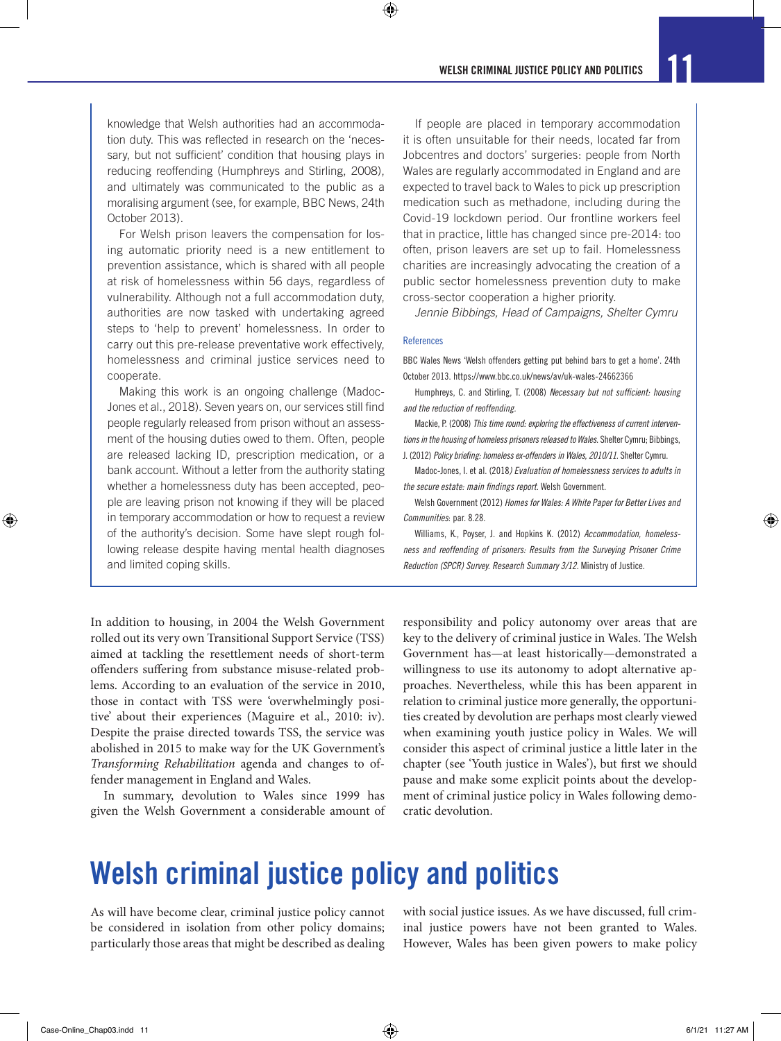knowledge that Welsh authorities had an accommodation duty. This was reflected in research on the 'necessary, but not sufficient' condition that housing plays in reducing reoffending (Humphreys and Stirling, 2008), and ultimately was communicated to the public as a moralising argument (see, for example, BBC News, 24th October 2013).

For Welsh prison leavers the compensation for losing automatic priority need is a new entitlement to prevention assistance, which is shared with all people at risk of homelessness within 56 days, regardless of vulnerability. Although not a full accommodation duty, authorities are now tasked with undertaking agreed steps to 'help to prevent' homelessness. In order to carry out this pre-release preventative work effectively, homelessness and criminal justice services need to cooperate.

Making this work is an ongoing challenge (Madoc-Jones et al., 2018). Seven years on, our services still find people regularly released from prison without an assessment of the housing duties owed to them. Often, people are released lacking ID, prescription medication, or a bank account. Without a letter from the authority stating whether a homelessness duty has been accepted, people are leaving prison not knowing if they will be placed in temporary accommodation or how to request a review of the authority's decision. Some have slept rough following release despite having mental health diagnoses and limited coping skills.

If people are placed in temporary accommodation it is often unsuitable for their needs, located far from Jobcentres and doctors' surgeries: people from North Wales are regularly accommodated in England and are expected to travel back to Wales to pick up prescription medication such as methadone, including during the Covid-19 lockdown period. Our frontline workers feel that in practice, little has changed since pre-2014: too often, prison leavers are set up to fail. Homelessness charities are increasingly advocating the creation of a public sector homelessness prevention duty to make cross-sector cooperation a higher priority.

*Jennie Bibbings, Head of Campaigns, Shelter Cymru*

#### References

BBC Wales News 'Welsh offenders getting put behind bars to get a home'. 24th October 2013. https://www.bbc.co.uk/news/av/uk-wales-24662366

Humphreys, C. and Stirling, T. (2008) *Necessary but not sufficient: housing and the reduction of reoffending.*

Mackie, P. (2008) *This time round: exploring the effectiveness of current interventions in the housing of homeless prisoners released to Wales.* Shelter Cymru; Bibbings, J. (2012) *Policy briefing: homeless ex-offenders in Wales, 2010/11.* Shelter Cymru.

Madoc-Jones, I. et al. (2018*) Evaluation of homelessness services to adults in the secure estate: main findings report.* Welsh Government.

Welsh Government (2012) *Homes for Wales: A White Paper for Better Lives and Communities*: par. 8.28.

Williams, K., Poyser, J. and Hopkins K. (2012) *Accommodation, homelessness and reoffending of prisoners: Results from the Surveying Prisoner Crime Reduction (SPCR) Survey. Research Summary 3/12.* Ministry of Justice.

In addition to housing, in 2004 the Welsh Government rolled out its very own Transitional Support Service (TSS) aimed at tackling the resettlement needs of short-term offenders suffering from substance misuse-related problems. According to an evaluation of the service in 2010, those in contact with TSS were 'overwhelmingly positive' about their experiences (Maguire et al., 2010: iv). Despite the praise directed towards TSS, the service was abolished in 2015 to make way for the UK Government's *Transforming Rehabilitation* agenda and changes to offender management in England and Wales.

In summary, devolution to Wales since 1999 has given the Welsh Government a considerable amount of responsibility and policy autonomy over areas that are key to the delivery of criminal justice in Wales. The Welsh Government has—at least historically—demonstrated a willingness to use its autonomy to adopt alternative approaches. Nevertheless, while this has been apparent in relation to criminal justice more generally, the opportunities created by devolution are perhaps most clearly viewed when examining youth justice policy in Wales. We will consider this aspect of criminal justice a little later in the chapter (see 'Youth justice in Wales'), but first we should pause and make some explicit points about the development of criminal justice policy in Wales following democratic devolution.

# Welsh criminal justice policy and politics

As will have become clear, criminal justice policy cannot be considered in isolation from other policy domains; particularly those areas that might be described as dealing with social justice issues. As we have discussed, full criminal justice powers have not been granted to Wales. However, Wales has been given powers to make policy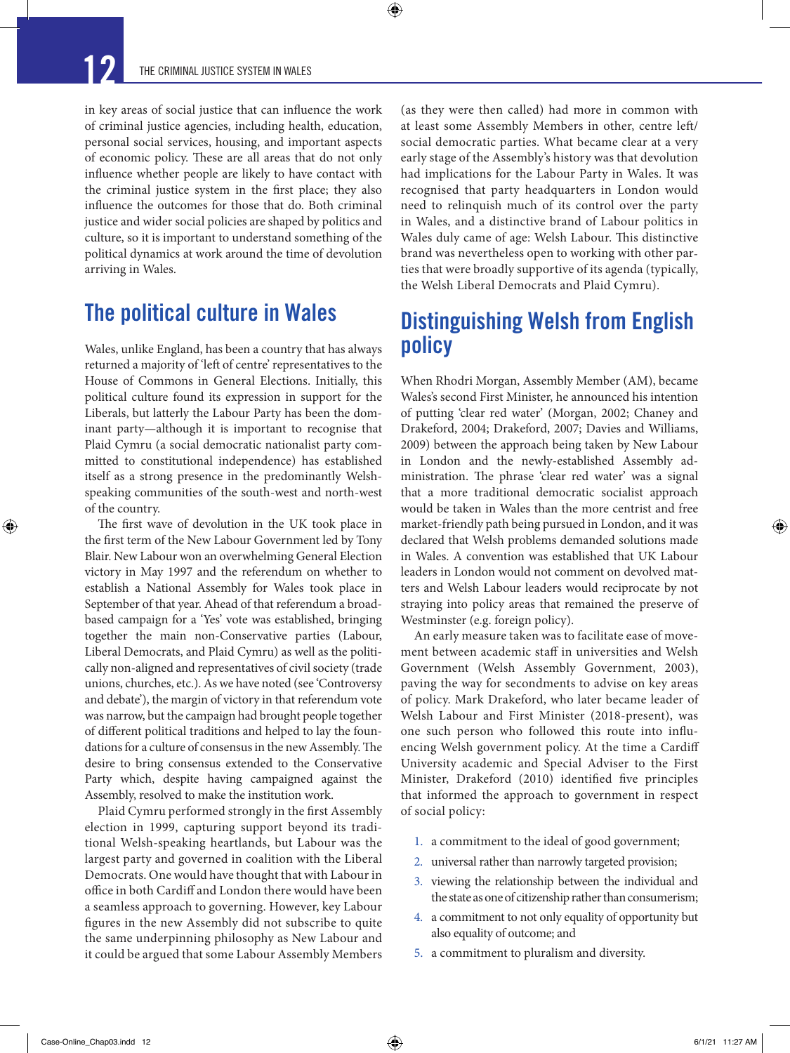in key areas of social justice that can influence the work of criminal justice agencies, including health, education, personal social services, housing, and important aspects of economic policy. These are all areas that do not only influence whether people are likely to have contact with the criminal justice system in the first place; they also influence the outcomes for those that do. Both criminal justice and wider social policies are shaped by politics and culture, so it is important to understand something of the political dynamics at work around the time of devolution arriving in Wales.

## The political culture in Wales

Wales, unlike England, has been a country that has always returned a majority of 'left of centre' representatives to the House of Commons in General Elections. Initially, this political culture found its expression in support for the Liberals, but latterly the Labour Party has been the dominant party—although it is important to recognise that Plaid Cymru (a social democratic nationalist party committed to constitutional independence) has established itself as a strong presence in the predominantly Welsh-speaking communities of the south-west and north-west of the country.

The first wave of devolution in the UK took place in the first term of the New Labour Government led by Tony Blair. New Labour won an overwhelming General Election victory in May 1997 and the referendum on whether to establish a National Assembly for Wales took place in September of that year. Ahead of that referendum a broad-based campaign for a 'Yes' vote was established, bringing together the main non-Conservative parties (Labour, Liberal Democrats, and Plaid Cymru) as well as the politically non-aligned and representatives of civil society (trade unions, churches, etc.). As we have noted (see 'Controversy and debate'), the margin of victory in that referendum vote was narrow, but the campaign had brought people together of different political traditions and helped to lay the foundations for a culture of consensus in the new Assembly. The desire to bring consensus extended to the Conservative Party which, despite having campaigned against the Assembly, resolved to make the institution work.

Plaid Cymru performed strongly in the first Assembly election in 1999, capturing support beyond its traditional Welsh-speaking heartlands, but Labour was the largest party and governed in coalition with the Liberal Democrats. One would have thought that with Labour in office in both Cardiff and London there would have been a seamless approach to governing. However, key Labour figures in the new Assembly did not subscribe to quite the same underpinning philosophy as New Labour and it could be argued that some Labour Assembly Members (as they were then called) had more in common with at least some Assembly Members in other, centre left/social democratic parties. What became clear at a very early stage of the Assembly's history was that devolution had implications for the Labour Party in Wales. It was recognised that party headquarters in London would need to relinquish much of its control over the party in Wales, and a distinctive brand of Labour politics in Wales duly came of age: Welsh Labour. This distinctive brand was nevertheless open to working with other parties that were broadly supportive of its agenda (typically, the Welsh Liberal Democrats and Plaid Cymru).

## Distinguishing Welsh from English policy

When Rhodri Morgan, Assembly Member (AM), became Wales's second First Minister, he announced his intention of putting 'clear red water' (Morgan, 2002; Chaney and Drakeford, 2004; Drakeford, 2007; Davies and Williams, 2009) between the approach being taken by New Labour in London and the newly-established Assembly administration. The phrase 'clear red water' was a signal that a more traditional democratic socialist approach would be taken in Wales than the more centrist and free market-friendly path being pursued in London, and it was declared that Welsh problems demanded solutions made in Wales. A convention was established that UK Labour leaders in London would not comment on devolved matters and Welsh Labour leaders would reciprocate by not straying into policy areas that remained the preserve of Westminster (e.g. foreign policy).

An early measure taken was to facilitate ease of movement between academic staff in universities and Welsh Government (Welsh Assembly Government, 2003), paving the way for secondments to advise on key areas of policy. Mark Drakeford, who later became leader of Welsh Labour and First Minister (2018-present), was one such person who followed this route into influencing Welsh government policy. At the time a Cardiff University academic and Special Adviser to the First Minister, Drakeford (2010) identified five principles that informed the approach to government in respect of social policy:

1. a commitment to the ideal of good government;
2. universal rather than narrowly targeted provision;
3. viewing the relationship between the individual and the state as one of citizenship rather than consumerism;
4. a commitment to not only equality of opportunity but also equality of outcome; and
5. a commitment to pluralism and diversity.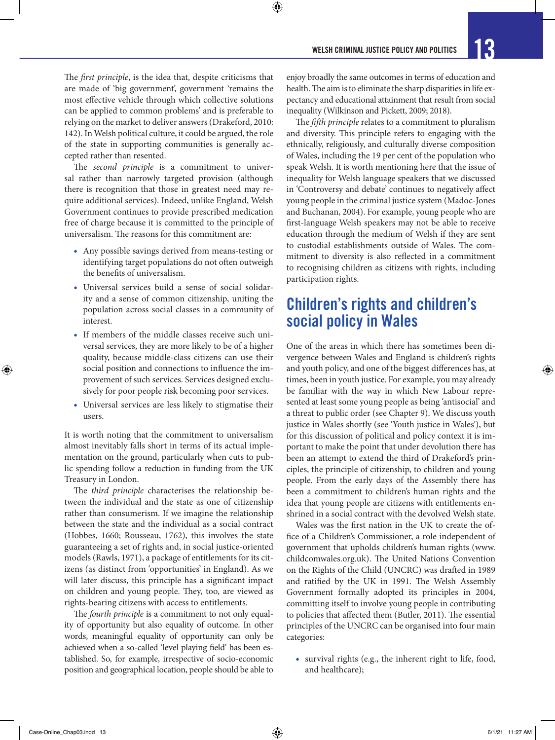The *first principle*, is the idea that, despite criticisms that are made of 'big government', government 'remains the most effective vehicle through which collective solutions can be applied to common problems' and is preferable to relying on the market to deliver answers (Drakeford, 2010: 142). In Welsh political culture, it could be argued, the role of the state in supporting communities is generally accepted rather than resented.

The *second principle* is a commitment to universal rather than narrowly targeted provision (although there is recognition that those in greatest need may require additional services). Indeed, unlike England, Welsh Government continues to provide prescribed medication free of charge because it is committed to the principle of universalism. The reasons for this commitment are:

- Any possible savings derived from means-testing or identifying target populations do not often outweigh the benefits of universalism.
- Universal services build a sense of social solidarity and a sense of common citizenship, uniting the population across social classes in a community of interest.
- If members of the middle classes receive such universal services, they are more likely to be of a higher quality, because middle-class citizens can use their social position and connections to influence the improvement of such services. Services designed exclusively for poor people risk becoming poor services.
- Universal services are less likely to stigmatise their users.

It is worth noting that the commitment to universalism almost inevitably falls short in terms of its actual implementation on the ground, particularly when cuts to public spending follow a reduction in funding from the UK Treasury in London.

The *third principle* characterises the relationship between the individual and the state as one of citizenship rather than consumerism. If we imagine the relationship between the state and the individual as a social contract (Hobbes, 1660; Rousseau, 1762), this involves the state guaranteeing a set of rights and, in social justice-oriented models (Rawls, 1971), a package of entitlements for its citizens (as distinct from 'opportunities' in England). As we will later discuss, this principle has a significant impact on children and young people. They, too, are viewed as rights-bearing citizens with access to entitlements.

The *fourth principle* is a commitment to not only equality of opportunity but also equality of outcome. In other words, meaningful equality of opportunity can only be achieved when a so-called 'level playing field' has been established. So, for example, irrespective of socio-economic position and geographical location, people should be able to enjoy broadly the same outcomes in terms of education and health. The aim is to eliminate the sharp disparities in life expectancy and educational attainment that result from social inequality (Wilkinson and Pickett, 2009; 2018).

The *fifth principle* relates to a commitment to pluralism and diversity. This principle refers to engaging with the ethnically, religiously, and culturally diverse composition of Wales, including the 19 per cent of the population who speak Welsh. It is worth mentioning here that the issue of inequality for Welsh language speakers that we discussed in 'Controversy and debate' continues to negatively affect young people in the criminal justice system (Madoc-Jones and Buchanan, 2004). For example, young people who are first-language Welsh speakers may not be able to receive education through the medium of Welsh if they are sent to custodial establishments outside of Wales. The commitment to diversity is also reflected in a commitment to recognising children as citizens with rights, including participation rights.

## Children's rights and children's social policy in Wales

One of the areas in which there has sometimes been divergence between Wales and England is children's rights and youth policy, and one of the biggest differences has, at times, been in youth justice. For example, you may already be familiar with the way in which New Labour represented at least some young people as being 'antisocial' and a threat to public order (see Chapter 9). We discuss youth justice in Wales shortly (see 'Youth justice in Wales'), but for this discussion of political and policy context it is important to make the point that under devolution there has been an attempt to extend the third of Drakeford's principles, the principle of citizenship, to children and young people. From the early days of the Assembly there has been a commitment to children's human rights and the idea that young people are citizens with entitlements enshrined in a social contract with the devolved Welsh state.

Wales was the first nation in the UK to create the office of a Children's Commissioner, a role independent of government that upholds children's human rights (www.childcomwales.org.uk). The United Nations Convention on the Rights of the Child (UNCRC) was drafted in 1989 and ratified by the UK in 1991. The Welsh Assembly Government formally adopted its principles in 2004, committing itself to involve young people in contributing to policies that affected them (Butler, 2011). The essential principles of the UNCRC can be organised into four main categories:

- survival rights (e.g., the inherent right to life, food, and healthcare);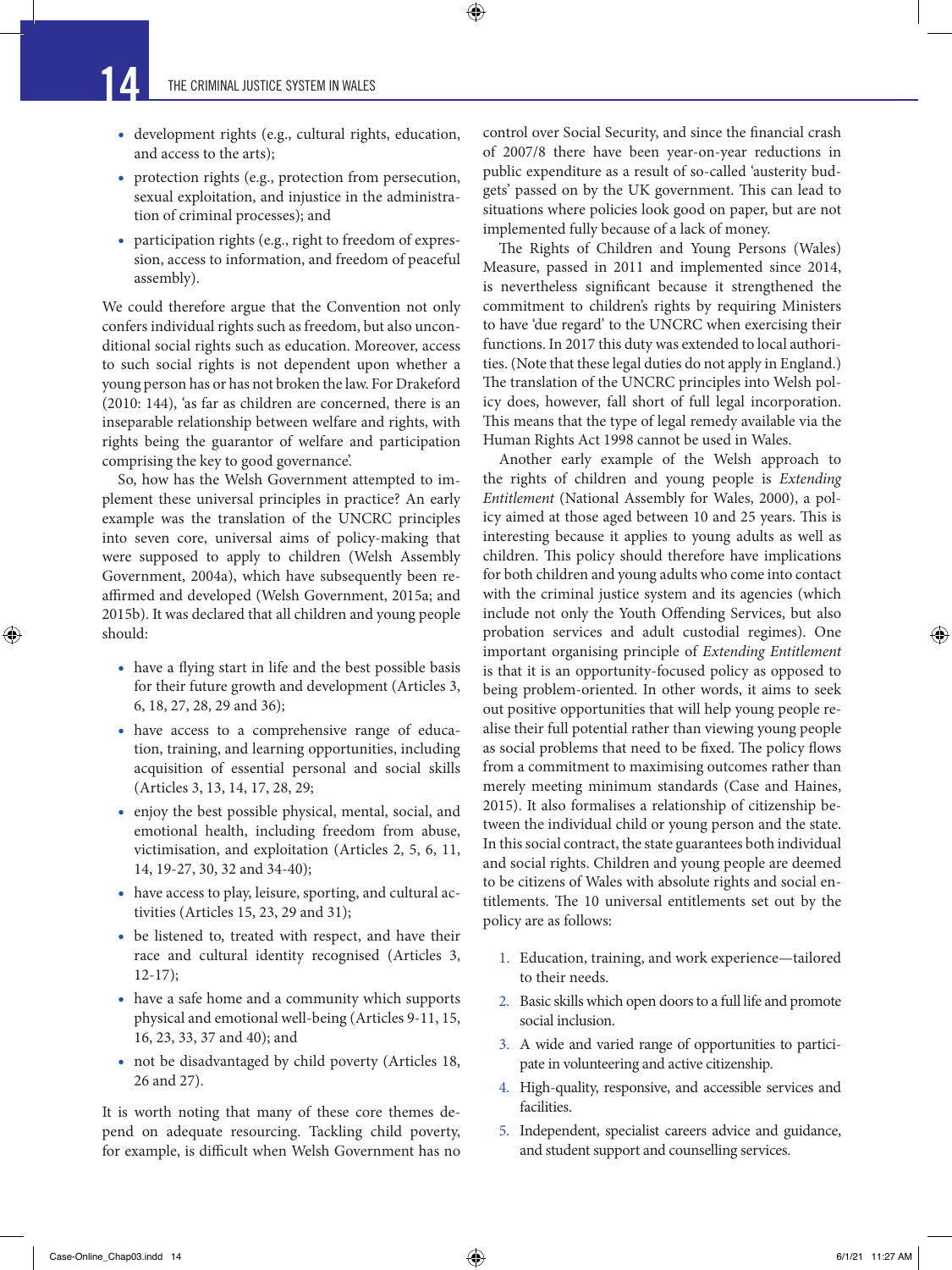- development rights (e.g., cultural rights, education, and access to the arts);
- protection rights (e.g., protection from persecution, sexual exploitation, and injustice in the administration of criminal processes); and
- participation rights (e.g., right to freedom of expression, access to information, and freedom of peaceful assembly).

We could therefore argue that the Convention not only confers individual rights such as freedom, but also unconditional social rights such as education. Moreover, access to such social rights is not dependent upon whether a young person has or has not broken the law. For Drakeford (2010: 144), 'as far as children are concerned, there is an inseparable relationship between welfare and rights, with rights being the guarantor of welfare and participation comprising the key to good governance'.

So, how has the Welsh Government attempted to implement these universal principles in practice? An early example was the translation of the UNCRC principles into seven core, universal aims of policy-making that were supposed to apply to children (Welsh Assembly Government, 2004a), which have subsequently been reaffirmed and developed (Welsh Government, 2015a; and 2015b). It was declared that all children and young people should:

- have a flying start in life and the best possible basis for their future growth and development (Articles 3, 6, 18, 27, 28, 29 and 36);
- have access to a comprehensive range of education, training, and learning opportunities, including acquisition of essential personal and social skills (Articles 3, 13, 14, 17, 28, 29;
- enjoy the best possible physical, mental, social, and emotional health, including freedom from abuse, victimisation, and exploitation (Articles 2, 5, 6, 11, 14, 19-27, 30, 32 and 34-40);
- have access to play, leisure, sporting, and cultural activities (Articles 15, 23, 29 and 31);
- be listened to, treated with respect, and have their race and cultural identity recognised (Articles 3, 12-17);
- have a safe home and a community which supports physical and emotional well-being (Articles 9-11, 15, 16, 23, 33, 37 and 40); and
- not be disadvantaged by child poverty (Articles 18, 26 and 27).

It is worth noting that many of these core themes depend on adequate resourcing. Tackling child poverty, for example, is difficult when Welsh Government has no control over Social Security, and since the financial crash of 2007/8 there have been year-on-year reductions in public expenditure as a result of so-called 'austerity budgets' passed on by the UK government. This can lead to situations where policies look good on paper, but are not implemented fully because of a lack of money.

The Rights of Children and Young Persons (Wales) Measure, passed in 2011 and implemented since 2014, is nevertheless significant because it strengthened the commitment to children's rights by requiring Ministers to have 'due regard' to the UNCRC when exercising their functions. In 2017 this duty was extended to local authorities. (Note that these legal duties do not apply in England.) The translation of the UNCRC principles into Welsh policy does, however, fall short of full legal incorporation. This means that the type of legal remedy available via the Human Rights Act 1998 cannot be used in Wales.

Another early example of the Welsh approach to the rights of children and young people is *Extending Entitlement* (National Assembly for Wales, 2000), a policy aimed at those aged between 10 and 25 years. This is interesting because it applies to young adults as well as children. This policy should therefore have implications for both children and young adults who come into contact with the criminal justice system and its agencies (which include not only the Youth Offending Services, but also probation services and adult custodial regimes). One important organising principle of *Extending Entitlement* is that it is an opportunity-focused policy as opposed to being problem-oriented. In other words, it aims to seek out positive opportunities that will help young people realise their full potential rather than viewing young people as social problems that need to be fixed. The policy flows from a commitment to maximising outcomes rather than merely meeting minimum standards (Case and Haines, 2015). It also formalises a relationship of citizenship between the individual child or young person and the state. In this social contract, the state guarantees both individual and social rights. Children and young people are deemed to be citizens of Wales with absolute rights and social entitlements. The 10 universal entitlements set out by the policy are as follows:

1. Education, training, and work experience—tailored to their needs.
2. Basic skills which open doors to a full life and promote social inclusion.
3. A wide and varied range of opportunities to participate in volunteering and active citizenship.
4. High-quality, responsive, and accessible services and facilities.
5. Independent, specialist careers advice and guidance, and student support and counselling services.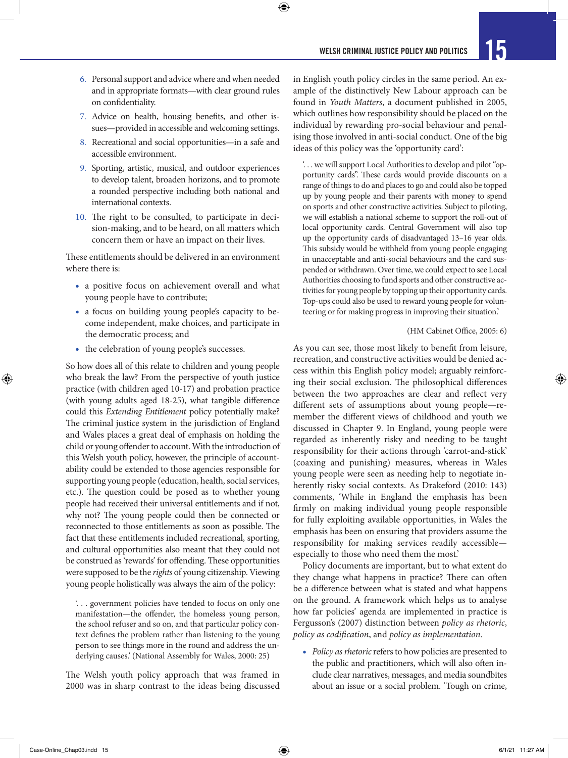6. Personal support and advice where and when needed and in appropriate formats—with clear ground rules on confidentiality.
7. Advice on health, housing benefits, and other issues—provided in accessible and welcoming settings.
8. Recreational and social opportunities—in a safe and accessible environment.
9. Sporting, artistic, musical, and outdoor experiences to develop talent, broaden horizons, and to promote a rounded perspective including both national and international contexts.
10. The right to be consulted, to participate in decision-making, and to be heard, on all matters which concern them or have an impact on their lives.

These entitlements should be delivered in an environment where there is:

- a positive focus on achievement overall and what young people have to contribute;
- a focus on building young people's capacity to become independent, make choices, and participate in the democratic process; and
- the celebration of young people's successes.

So how does all of this relate to children and young people who break the law? From the perspective of youth justice practice (with children aged 10-17) and probation practice (with young adults aged 18-25), what tangible difference could this *Extending Entitlement* policy potentially make? The criminal justice system in the jurisdiction of England and Wales places a great deal of emphasis on holding the child or young offender to account. With the introduction of this Welsh youth policy, however, the principle of accountability could be extended to those agencies responsible for supporting young people (education, health, social services, etc.). The question could be posed as to whether young people had received their universal entitlements and if not, why not? The young people could then be connected or reconnected to those entitlements as soon as possible. The fact that these entitlements included recreational, sporting, and cultural opportunities also meant that they could not be construed as 'rewards' for offending. These opportunities were supposed to be the *rights* of young citizenship. Viewing young people holistically was always the aim of the policy:

> '. . . government policies have tended to focus on only one manifestation—the offender, the homeless young person, the school refuser and so on, and that particular policy context defines the problem rather than listening to the young person to see things more in the round and address the underlying causes.' (National Assembly for Wales, 2000: 25)

The Welsh youth policy approach that was framed in 2000 was in sharp contrast to the ideas being discussed in English youth policy circles in the same period. An example of the distinctively New Labour approach can be found in *Youth Matters*, a document published in 2005, which outlines how responsibility should be placed on the individual by rewarding pro-social behaviour and penalising those involved in anti-social conduct. One of the big ideas of this policy was the 'opportunity card':

> '. . . we will support Local Authorities to develop and pilot "opportunity cards". These cards would provide discounts on a range of things to do and places to go and could also be topped up by young people and their parents with money to spend on sports and other constructive activities. Subject to piloting, we will establish a national scheme to support the roll-out of local opportunity cards. Central Government will also top up the opportunity cards of disadvantaged 13–16 year olds. This subsidy would be withheld from young people engaging in unacceptable and anti-social behaviours and the card suspended or withdrawn. Over time, we could expect to see Local Authorities choosing to fund sports and other constructive activities for young people by topping up their opportunity cards. Top-ups could also be used to reward young people for volunteering or for making progress in improving their situation.'
>
> (HM Cabinet Office, 2005: 6)

As you can see, those most likely to benefit from leisure, recreation, and constructive activities would be denied access within this English policy model; arguably reinforcing their social exclusion. The philosophical differences between the two approaches are clear and reflect very different sets of assumptions about young people—remember the different views of childhood and youth we discussed in Chapter 9. In England, young people were regarded as inherently risky and needing to be taught responsibility for their actions through 'carrot-and-stick' (coaxing and punishing) measures, whereas in Wales young people were seen as needing help to negotiate inherently risky social contexts. As Drakeford (2010: 143) comments, 'While in England the emphasis has been firmly on making individual young people responsible for fully exploiting available opportunities, in Wales the emphasis has been on ensuring that providers assume the responsibility for making services readily accessible—especially to those who need them the most.'

Policy documents are important, but to what extent do they change what happens in practice? There can often be a difference between what is stated and what happens on the ground. A framework which helps us to analyse how far policies' agenda are implemented in practice is Fergusson's (2007) distinction between *policy as rhetoric*, *policy as codification*, and *policy as implementation*.

- *Policy as rhetoric* refers to how policies are presented to the public and practitioners, which will also often include clear narratives, messages, and media soundbites about an issue or a social problem. 'Tough on crime,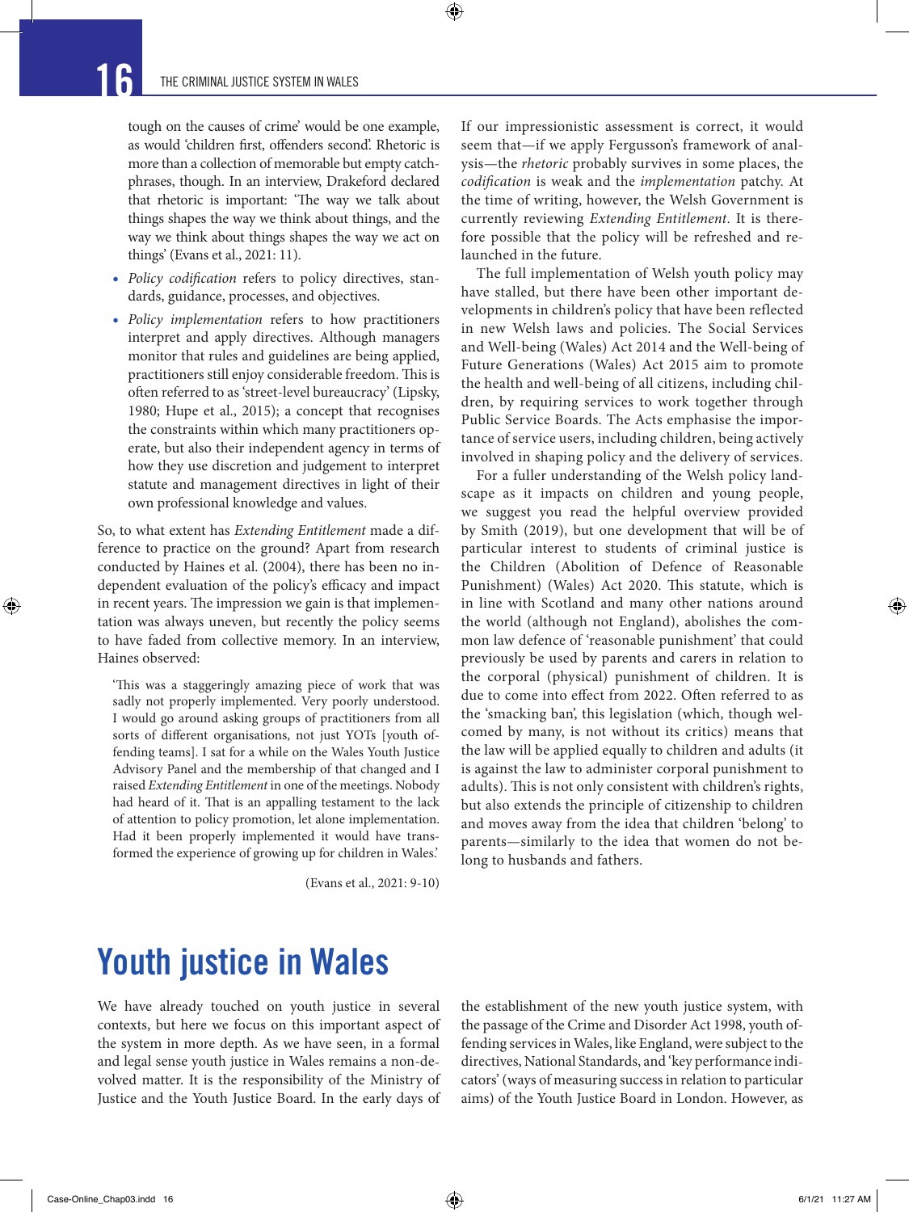tough on the causes of crime' would be one example, as would 'children first, offenders second'. Rhetoric is more than a collection of memorable but empty catchphrases, though. In an interview, Drakeford declared that rhetoric is important: 'The way we talk about things shapes the way we think about things, and the way we think about things shapes the way we act on things' (Evans et al., 2021: 11).

- *Policy codification* refers to policy directives, standards, guidance, processes, and objectives.
- *Policy implementation* refers to how practitioners interpret and apply directives. Although managers monitor that rules and guidelines are being applied, practitioners still enjoy considerable freedom. This is often referred to as 'street-level bureaucracy' (Lipsky, 1980; Hupe et al., 2015); a concept that recognises the constraints within which many practitioners operate, but also their independent agency in terms of how they use discretion and judgement to interpret statute and management directives in light of their own professional knowledge and values.

So, to what extent has *Extending Entitlement* made a difference to practice on the ground? Apart from research conducted by Haines et al. (2004), there has been no independent evaluation of the policy's efficacy and impact in recent years. The impression we gain is that implementation was always uneven, but recently the policy seems to have faded from collective memory. In an interview, Haines observed:

> 'This was a staggeringly amazing piece of work that was sadly not properly implemented. Very poorly understood. I would go around asking groups of practitioners from all sorts of different organisations, not just YOTs [youth offending teams]. I sat for a while on the Wales Youth Justice Advisory Panel and the membership of that changed and I raised *Extending Entitlement* in one of the meetings. Nobody had heard of it. That is an appalling testament to the lack of attention to policy promotion, let alone implementation. Had it been properly implemented it would have transformed the experience of growing up for children in Wales.'
>
> (Evans et al., 2021: 9-10)

If our impressionistic assessment is correct, it would seem that—if we apply Fergusson's framework of analysis—the *rhetoric* probably survives in some places, the *codification* is weak and the *implementation* patchy. At the time of writing, however, the Welsh Government is currently reviewing *Extending Entitlement*. It is therefore possible that the policy will be refreshed and relaunched in the future.

The full implementation of Welsh youth policy may have stalled, but there have been other important developments in children's policy that have been reflected in new Welsh laws and policies. The Social Services and Well-being (Wales) Act 2014 and the Well-being of Future Generations (Wales) Act 2015 aim to promote the health and well-being of all citizens, including children, by requiring services to work together through Public Service Boards. The Acts emphasise the importance of service users, including children, being actively involved in shaping policy and the delivery of services.

For a fuller understanding of the Welsh policy landscape as it impacts on children and young people, we suggest you read the helpful overview provided by Smith (2019), but one development that will be of particular interest to students of criminal justice is the Children (Abolition of Defence of Reasonable Punishment) (Wales) Act 2020. This statute, which is in line with Scotland and many other nations around the world (although not England), abolishes the common law defence of 'reasonable punishment' that could previously be used by parents and carers in relation to the corporal (physical) punishment of children. It is due to come into effect from 2022. Often referred to as the 'smacking ban', this legislation (which, though welcomed by many, is not without its critics) means that the law will be applied equally to children and adults (it is against the law to administer corporal punishment to adults). This is not only consistent with children's rights, but also extends the principle of citizenship to children and moves away from the idea that children 'belong' to parents—similarly to the idea that women do not belong to husbands and fathers.

# Youth justice in Wales

We have already touched on youth justice in several contexts, but here we focus on this important aspect of the system in more depth. As we have seen, in a formal and legal sense youth justice in Wales remains a non-devolved matter. It is the responsibility of the Ministry of Justice and the Youth Justice Board. In the early days of the establishment of the new youth justice system, with the passage of the Crime and Disorder Act 1998, youth offending services in Wales, like England, were subject to the directives, National Standards, and 'key performance indicators' (ways of measuring success in relation to particular aims) of the Youth Justice Board in London. However, as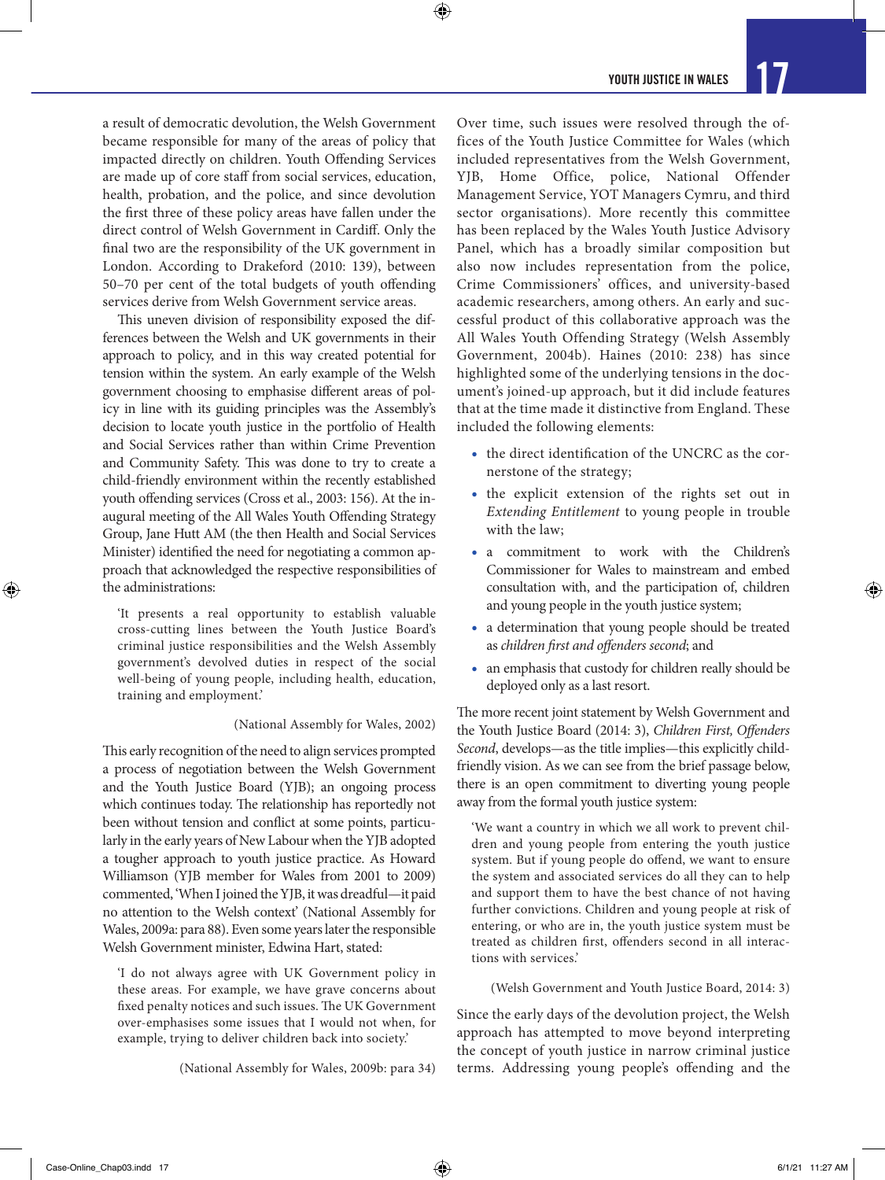a result of democratic devolution, the Welsh Government became responsible for many of the areas of policy that impacted directly on children. Youth Offending Services are made up of core staff from social services, education, health, probation, and the police, and since devolution the first three of these policy areas have fallen under the direct control of Welsh Government in Cardiff. Only the final two are the responsibility of the UK government in London. According to Drakeford (2010: 139), between 50–70 per cent of the total budgets of youth offending services derive from Welsh Government service areas.

This uneven division of responsibility exposed the differences between the Welsh and UK governments in their approach to policy, and in this way created potential for tension within the system. An early example of the Welsh government choosing to emphasise different areas of policy in line with its guiding principles was the Assembly's decision to locate youth justice in the portfolio of Health and Social Services rather than within Crime Prevention and Community Safety. This was done to try to create a child-friendly environment within the recently established youth offending services (Cross et al., 2003: 156). At the inaugural meeting of the All Wales Youth Offending Strategy Group, Jane Hutt AM (the then Health and Social Services Minister) identified the need for negotiating a common approach that acknowledged the respective responsibilities of the administrations:

> 'It presents a real opportunity to establish valuable cross-cutting lines between the Youth Justice Board's criminal justice responsibilities and the Welsh Assembly government's devolved duties in respect of the social well-being of young people, including health, education, training and employment.'
>
> (National Assembly for Wales, 2002)

This early recognition of the need to align services prompted a process of negotiation between the Welsh Government and the Youth Justice Board (YJB); an ongoing process which continues today. The relationship has reportedly not been without tension and conflict at some points, particularly in the early years of New Labour when the YJB adopted a tougher approach to youth justice practice. As Howard Williamson (YJB member for Wales from 2001 to 2009) commented, 'When I joined the YJB, it was dreadful—it paid no attention to the Welsh context' (National Assembly for Wales, 2009a: para 88). Even some years later the responsible Welsh Government minister, Edwina Hart, stated:

> 'I do not always agree with UK Government policy in these areas. For example, we have grave concerns about fixed penalty notices and such issues. The UK Government over-emphasises some issues that I would not when, for example, trying to deliver children back into society.'
>
> (National Assembly for Wales, 2009b: para 34)

Over time, such issues were resolved through the offices of the Youth Justice Committee for Wales (which included representatives from the Welsh Government, YJB, Home Office, police, National Offender Management Service, YOT Managers Cymru, and third sector organisations). More recently this committee has been replaced by the Wales Youth Justice Advisory Panel, which has a broadly similar composition but also now includes representation from the police, Crime Commissioners' offices, and university-based academic researchers, among others. An early and successful product of this collaborative approach was the All Wales Youth Offending Strategy (Welsh Assembly Government, 2004b). Haines (2010: 238) has since highlighted some of the underlying tensions in the document's joined-up approach, but it did include features that at the time made it distinctive from England. These included the following elements:

- the direct identification of the UNCRC as the cornerstone of the strategy;
- the explicit extension of the rights set out in *Extending Entitlement* to young people in trouble with the law;
- a commitment to work with the Children's Commissioner for Wales to mainstream and embed consultation with, and the participation of, children and young people in the youth justice system;
- a determination that young people should be treated as *children first and offenders second*; and
- an emphasis that custody for children really should be deployed only as a last resort.

The more recent joint statement by Welsh Government and the Youth Justice Board (2014: 3), *Children First, Offenders Second*, develops—as the title implies—this explicitly child-friendly vision. As we can see from the brief passage below, there is an open commitment to diverting young people away from the formal youth justice system:

> 'We want a country in which we all work to prevent children and young people from entering the youth justice system. But if young people do offend, we want to ensure the system and associated services do all they can to help and support them to have the best chance of not having further convictions. Children and young people at risk of entering, or who are in, the youth justice system must be treated as children first, offenders second in all interactions with services.'
>
> (Welsh Government and Youth Justice Board, 2014: 3)

Since the early days of the devolution project, the Welsh approach has attempted to move beyond interpreting the concept of youth justice in narrow criminal justice terms. Addressing young people's offending and the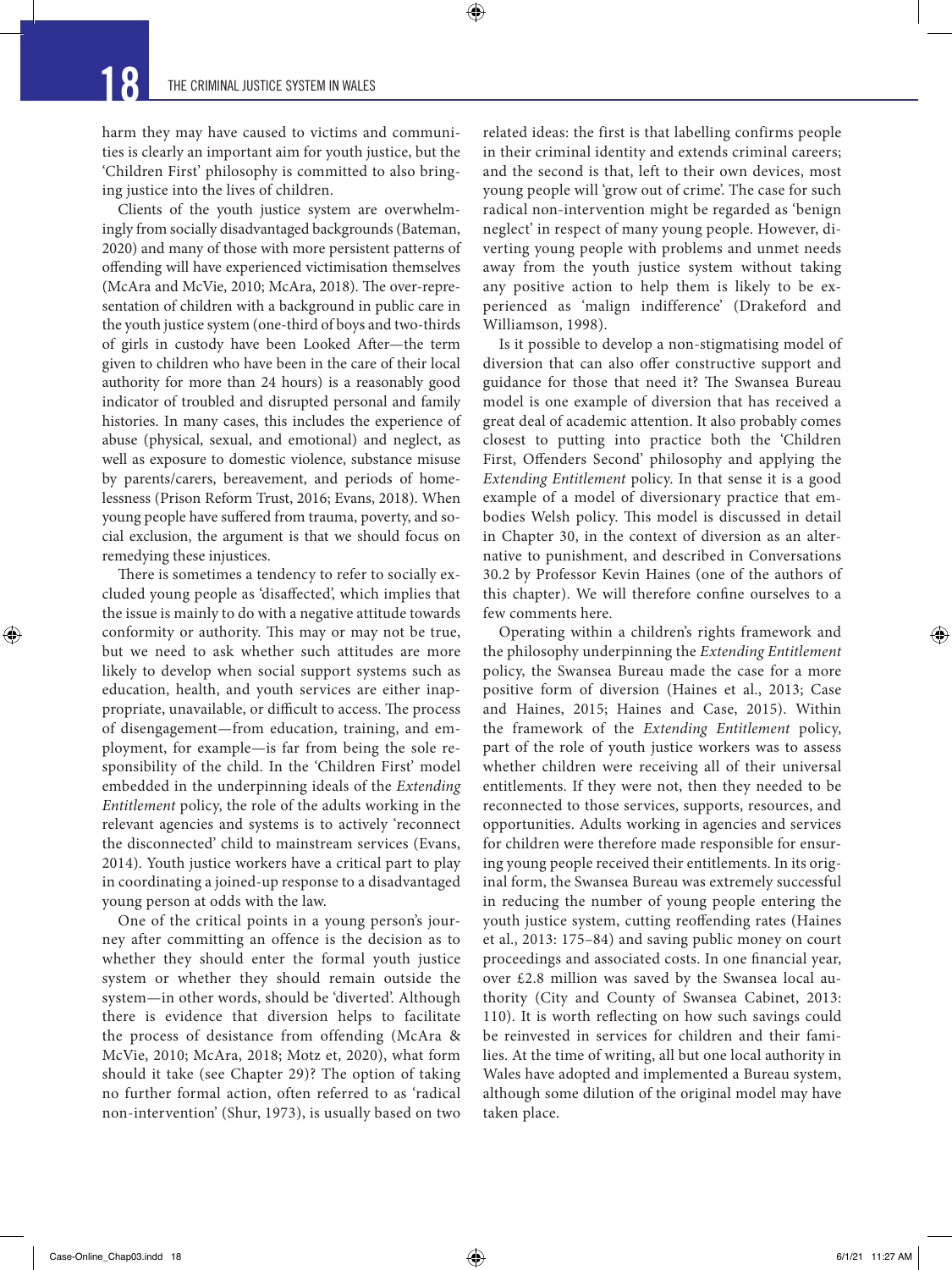harm they may have caused to victims and communities is clearly an important aim for youth justice, but the 'Children First' philosophy is committed to also bringing justice into the lives of children.

Clients of the youth justice system are overwhelmingly from socially disadvantaged backgrounds (Bateman, 2020) and many of those with more persistent patterns of offending will have experienced victimisation themselves (McAra and McVie, 2010; McAra, 2018). The over-representation of children with a background in public care in the youth justice system (one-third of boys and two-thirds of girls in custody have been Looked After—the term given to children who have been in the care of their local authority for more than 24 hours) is a reasonably good indicator of troubled and disrupted personal and family histories. In many cases, this includes the experience of abuse (physical, sexual, and emotional) and neglect, as well as exposure to domestic violence, substance misuse by parents/carers, bereavement, and periods of homelessness (Prison Reform Trust, 2016; Evans, 2018). When young people have suffered from trauma, poverty, and social exclusion, the argument is that we should focus on remedying these injustices.

There is sometimes a tendency to refer to socially excluded young people as 'disaffected', which implies that the issue is mainly to do with a negative attitude towards conformity or authority. This may or may not be true, but we need to ask whether such attitudes are more likely to develop when social support systems such as education, health, and youth services are either inappropriate, unavailable, or difficult to access. The process of disengagement—from education, training, and employment, for example—is far from being the sole responsibility of the child. In the 'Children First' model embedded in the underpinning ideals of the *Extending Entitlement* policy, the role of the adults working in the relevant agencies and systems is to actively 'reconnect the disconnected' child to mainstream services (Evans, 2014). Youth justice workers have a critical part to play in coordinating a joined-up response to a disadvantaged young person at odds with the law.

One of the critical points in a young person's journey after committing an offence is the decision as to whether they should enter the formal youth justice system or whether they should remain outside the system—in other words, should be 'diverted'. Although there is evidence that diversion helps to facilitate the process of desistance from offending (McAra & McVie, 2010; McAra, 2018; Motz et, 2020), what form should it take (see Chapter 29)? The option of taking no further formal action, often referred to as 'radical non-intervention' (Shur, 1973), is usually based on two related ideas: the first is that labelling confirms people in their criminal identity and extends criminal careers; and the second is that, left to their own devices, most young people will 'grow out of crime'. The case for such radical non-intervention might be regarded as 'benign neglect' in respect of many young people. However, diverting young people with problems and unmet needs away from the youth justice system without taking any positive action to help them is likely to be experienced as 'malign indifference' (Drakeford and Williamson, 1998).

Is it possible to develop a non-stigmatising model of diversion that can also offer constructive support and guidance for those that need it? The Swansea Bureau model is one example of diversion that has received a great deal of academic attention. It also probably comes closest to putting into practice both the 'Children First, Offenders Second' philosophy and applying the *Extending Entitlement* policy. In that sense it is a good example of a model of diversionary practice that embodies Welsh policy. This model is discussed in detail in Chapter 30, in the context of diversion as an alternative to punishment, and described in Conversations 30.2 by Professor Kevin Haines (one of the authors of this chapter). We will therefore confine ourselves to a few comments here.

Operating within a children's rights framework and the philosophy underpinning the *Extending Entitlement* policy, the Swansea Bureau made the case for a more positive form of diversion (Haines et al., 2013; Case and Haines, 2015; Haines and Case, 2015). Within the framework of the *Extending Entitlement* policy, part of the role of youth justice workers was to assess whether children were receiving all of their universal entitlements. If they were not, then they needed to be reconnected to those services, supports, resources, and opportunities. Adults working in agencies and services for children were therefore made responsible for ensuring young people received their entitlements. In its original form, the Swansea Bureau was extremely successful in reducing the number of young people entering the youth justice system, cutting reoffending rates (Haines et al., 2013: 175–84) and saving public money on court proceedings and associated costs. In one financial year, over £2.8 million was saved by the Swansea local authority (City and County of Swansea Cabinet, 2013: 110). It is worth reflecting on how such savings could be reinvested in services for children and their families. At the time of writing, all but one local authority in Wales have adopted and implemented a Bureau system, although some dilution of the original model may have taken place.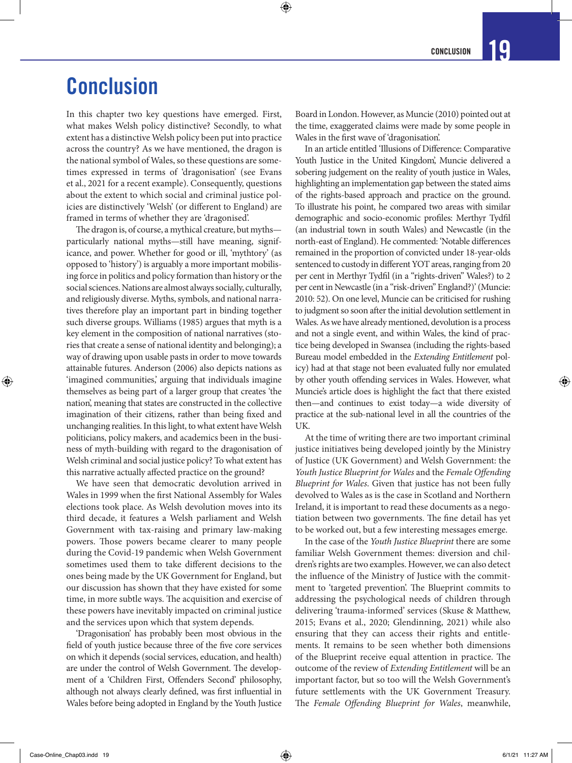# Conclusion

In this chapter two key questions have emerged. First, what makes Welsh policy distinctive? Secondly, to what extent has a distinctive Welsh policy been put into practice across the country? As we have mentioned, the dragon is the national symbol of Wales, so these questions are sometimes expressed in terms of 'dragonisation' (see Evans et al., 2021 for a recent example). Consequently, questions about the extent to which social and criminal justice policies are distinctively 'Welsh' (or different to England) are framed in terms of whether they are 'dragonised'.

The dragon is, of course, a mythical creature, but myths—particularly national myths—still have meaning, significance, and power. Whether for good or ill, 'mythtory' (as opposed to 'history') is arguably a more important mobilising force in politics and policy formation than history or the social sciences. Nations are almost always socially, culturally, and religiously diverse. Myths, symbols, and national narratives therefore play an important part in binding together such diverse groups. Williams (1985) argues that myth is a key element in the composition of national narratives (stories that create a sense of national identity and belonging); a way of drawing upon usable pasts in order to move towards attainable futures. Anderson (2006) also depicts nations as 'imagined communities,' arguing that individuals imagine themselves as being part of a larger group that creates 'the nation', meaning that states are constructed in the collective imagination of their citizens, rather than being fixed and unchanging realities. In this light, to what extent have Welsh politicians, policy makers, and academics been in the business of myth-building with regard to the dragonisation of Welsh criminal and social justice policy? To what extent has this narrative actually affected practice on the ground?

We have seen that democratic devolution arrived in Wales in 1999 when the first National Assembly for Wales elections took place. As Welsh devolution moves into its third decade, it features a Welsh parliament and Welsh Government with tax-raising and primary law-making powers. Those powers became clearer to many people during the Covid-19 pandemic when Welsh Government sometimes used them to take different decisions to the ones being made by the UK Government for England, but our discussion has shown that they have existed for some time, in more subtle ways. The acquisition and exercise of these powers have inevitably impacted on criminal justice and the services upon which that system depends.

'Dragonisation' has probably been most obvious in the field of youth justice because three of the five core services on which it depends (social services, education, and health) are under the control of Welsh Government. The development of a 'Children First, Offenders Second' philosophy, although not always clearly defined, was first influential in Wales before being adopted in England by the Youth Justice Board in London. However, as Muncie (2010) pointed out at the time, exaggerated claims were made by some people in Wales in the first wave of 'dragonisation'.

In an article entitled 'Illusions of Difference: Comparative Youth Justice in the United Kingdom', Muncie delivered a sobering judgement on the reality of youth justice in Wales, highlighting an implementation gap between the stated aims of the rights-based approach and practice on the ground. To illustrate his point, he compared two areas with similar demographic and socio-economic profiles: Merthyr Tydfil (an industrial town in south Wales) and Newcastle (in the north-east of England). He commented: 'Notable differences remained in the proportion of convicted under 18-year-olds sentenced to custody in different YOT areas, ranging from 20 per cent in Merthyr Tydfil (in a "rights-driven" Wales?) to 2 per cent in Newcastle (in a "risk-driven" England?)' (Muncie: 2010: 52). On one level, Muncie can be criticised for rushing to judgment so soon after the initial devolution settlement in Wales. As we have already mentioned, devolution is a process and not a single event, and within Wales, the kind of practice being developed in Swansea (including the rights-based Bureau model embedded in the *Extending Entitlement* policy) had at that stage not been evaluated fully nor emulated by other youth offending services in Wales. However, what Muncie's article does is highlight the fact that there existed then—and continues to exist today—a wide diversity of practice at the sub-national level in all the countries of the UK.

At the time of writing there are two important criminal justice initiatives being developed jointly by the Ministry of Justice (UK Government) and Welsh Government: the *Youth Justice Blueprint for Wales* and the *Female Offending Blueprint for Wales*. Given that justice has not been fully devolved to Wales as is the case in Scotland and Northern Ireland, it is important to read these documents as a negotiation between two governments. The fine detail has yet to be worked out, but a few interesting messages emerge.

In the case of the *Youth Justice Blueprint* there are some familiar Welsh Government themes: diversion and children's rights are two examples. However, we can also detect the influence of the Ministry of Justice with the commitment to 'targeted prevention'. The Blueprint commits to addressing the psychological needs of children through delivering 'trauma-informed' services (Skuse & Matthew, 2015; Evans et al., 2020; Glendinning, 2021) while also ensuring that they can access their rights and entitlements. It remains to be seen whether both dimensions of the Blueprint receive equal attention in practice. The outcome of the review of *Extending Entitlement* will be an important factor, but so too will the Welsh Government's future settlements with the UK Government Treasury. The *Female Offending Blueprint for Wales*, meanwhile,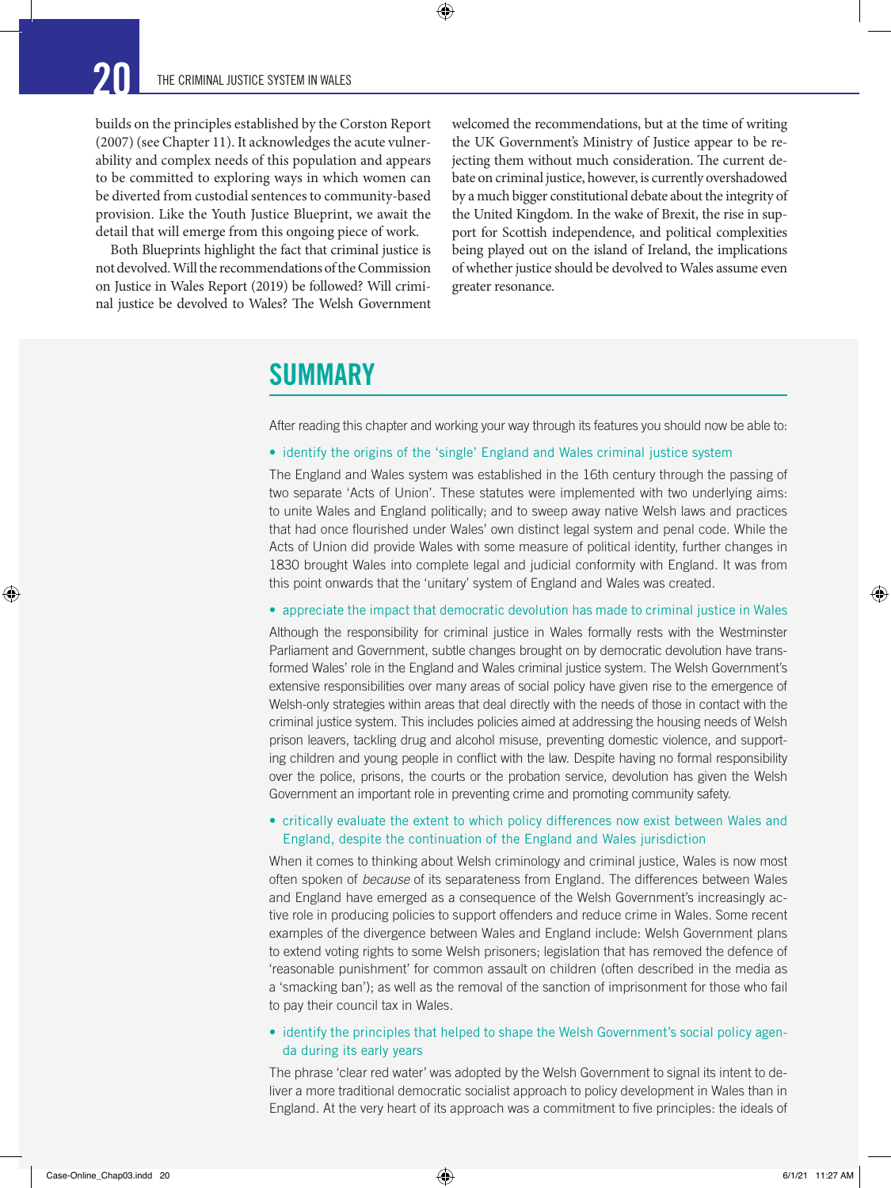builds on the principles established by the Corston Report (2007) (see Chapter 11). It acknowledges the acute vulnerability and complex needs of this population and appears to be committed to exploring ways in which women can be diverted from custodial sentences to community-based provision. Like the Youth Justice Blueprint, we await the detail that will emerge from this ongoing piece of work.

Both Blueprints highlight the fact that criminal justice is not devolved. Will the recommendations of the Commission on Justice in Wales Report (2019) be followed? Will criminal justice be devolved to Wales? The Welsh Government welcomed the recommendations, but at the time of writing the UK Government's Ministry of Justice appear to be rejecting them without much consideration. The current debate on criminal justice, however, is currently overshadowed by a much bigger constitutional debate about the integrity of the United Kingdom. In the wake of Brexit, the rise in support for Scottish independence, and political complexities being played out on the island of Ireland, the implications of whether justice should be devolved to Wales assume even greater resonance.

## SUMMARY

After reading this chapter and working your way through its features you should now be able to:

- identify the origins of the 'single' England and Wales criminal justice system

The England and Wales system was established in the 16th century through the passing of two separate 'Acts of Union'. These statutes were implemented with two underlying aims: to unite Wales and England politically; and to sweep away native Welsh laws and practices that had once flourished under Wales' own distinct legal system and penal code. While the Acts of Union did provide Wales with some measure of political identity, further changes in 1830 brought Wales into complete legal and judicial conformity with England. It was from this point onwards that the 'unitary' system of England and Wales was created.

- appreciate the impact that democratic devolution has made to criminal justice in Wales

Although the responsibility for criminal justice in Wales formally rests with the Westminster Parliament and Government, subtle changes brought on by democratic devolution have transformed Wales' role in the England and Wales criminal justice system. The Welsh Government's extensive responsibilities over many areas of social policy have given rise to the emergence of Welsh-only strategies within areas that deal directly with the needs of those in contact with the criminal justice system. This includes policies aimed at addressing the housing needs of Welsh prison leavers, tackling drug and alcohol misuse, preventing domestic violence, and supporting children and young people in conflict with the law. Despite having no formal responsibility over the police, prisons, the courts or the probation service, devolution has given the Welsh Government an important role in preventing crime and promoting community safety.

- critically evaluate the extent to which policy differences now exist between Wales and England, despite the continuation of the England and Wales jurisdiction

When it comes to thinking about Welsh criminology and criminal justice, Wales is now most often spoken of *because* of its separateness from England. The differences between Wales and England have emerged as a consequence of the Welsh Government's increasingly active role in producing policies to support offenders and reduce crime in Wales. Some recent examples of the divergence between Wales and England include: Welsh Government plans to extend voting rights to some Welsh prisoners; legislation that has removed the defence of 'reasonable punishment' for common assault on children (often described in the media as a 'smacking ban'); as well as the removal of the sanction of imprisonment for those who fail to pay their council tax in Wales.

- identify the principles that helped to shape the Welsh Government's social policy agenda during its early years

The phrase 'clear red water' was adopted by the Welsh Government to signal its intent to deliver a more traditional democratic socialist approach to policy development in Wales than in England. At the very heart of its approach was a commitment to five principles: the ideals of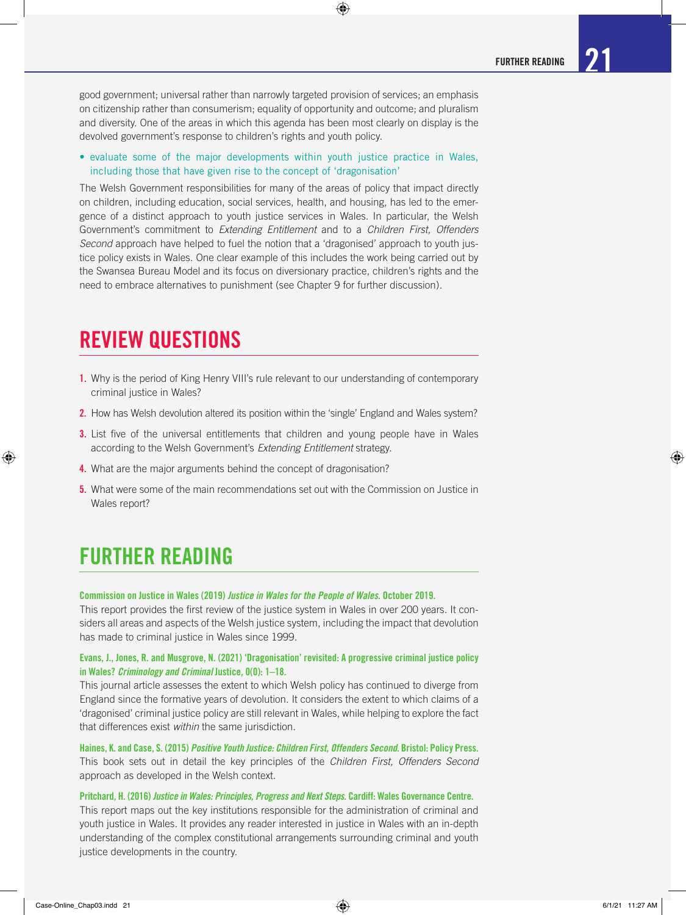good government; universal rather than narrowly targeted provision of services; an emphasis on citizenship rather than consumerism; equality of opportunity and outcome; and pluralism and diversity. One of the areas in which this agenda has been most clearly on display is the devolved government's response to children's rights and youth policy.

- evaluate some of the major developments within youth justice practice in Wales, including those that have given rise to the concept of 'dragonisation'

The Welsh Government responsibilities for many of the areas of policy that impact directly on children, including education, social services, health, and housing, has led to the emergence of a distinct approach to youth justice services in Wales. In particular, the Welsh Government's commitment to *Extending Entitlement* and to a *Children First, Offenders Second* approach have helped to fuel the notion that a 'dragonised' approach to youth justice policy exists in Wales. One clear example of this includes the work being carried out by the Swansea Bureau Model and its focus on diversionary practice, children's rights and the need to embrace alternatives to punishment (see Chapter 9 for further discussion).

## REVIEW QUESTIONS

1. Why is the period of King Henry VIII's rule relevant to our understanding of contemporary criminal justice in Wales?
2. How has Welsh devolution altered its position within the 'single' England and Wales system?
3. List five of the universal entitlements that children and young people have in Wales according to the Welsh Government's *Extending Entitlement* strategy.
4. What are the major arguments behind the concept of dragonisation?
5. What were some of the main recommendations set out with the Commission on Justice in Wales report?

## FURTHER READING

**Commission on Justice in Wales (2019) *Justice in Wales for the People of Wales*. October 2019.**
This report provides the first review of the justice system in Wales in over 200 years. It considers all areas and aspects of the Welsh justice system, including the impact that devolution has made to criminal justice in Wales since 1999.

**Evans, J., Jones, R. and Musgrove, N. (2021) 'Dragonisation' revisited: A progressive criminal justice policy in Wales? *Criminology and Criminal* Justice, 0(0): 1–18.**
This journal article assesses the extent to which Welsh policy has continued to diverge from England since the formative years of devolution. It considers the extent to which claims of a 'dragonised' criminal justice policy are still relevant in Wales, while helping to explore the fact that differences exist *within* the same jurisdiction.

**Haines, K. and Case, S. (2015) *Positive Youth Justice: Children First, Offenders Second*. Bristol: Policy Press.**
This book sets out in detail the key principles of the *Children First, Offenders Second* approach as developed in the Welsh context.

**Pritchard, H. (2016) *Justice in Wales: Principles, Progress and Next Steps*. Cardiff: Wales Governance Centre.**
This report maps out the key institutions responsible for the administration of criminal and youth justice in Wales. It provides any reader interested in justice in Wales with an in-depth understanding of the complex constitutional arrangements surrounding criminal and youth justice developments in the country.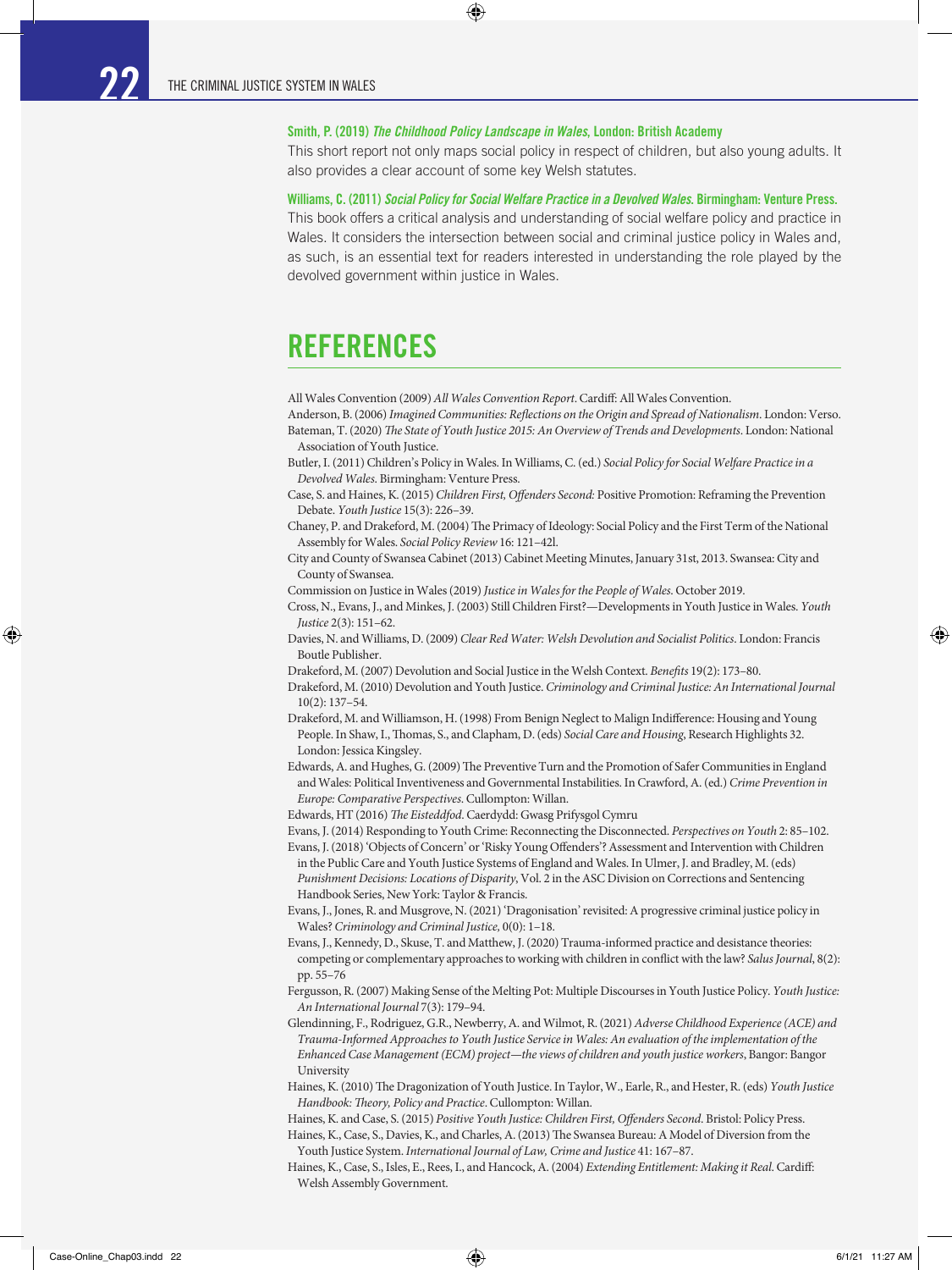**Smith, P. (2019) *The Childhood Policy Landscape in Wales*, London: British Academy**

This short report not only maps social policy in respect of children, but also young adults. It also provides a clear account of some key Welsh statutes.

**Williams, C. (2011) *Social Policy for Social Welfare Practice in a Devolved Wales*. Birmingham: Venture Press.**

This book offers a critical analysis and understanding of social welfare policy and practice in Wales. It considers the intersection between social and criminal justice policy in Wales and, as such, is an essential text for readers interested in understanding the role played by the devolved government within justice in Wales.

## REFERENCES

All Wales Convention (2009) *All Wales Convention Report*. Cardiff: All Wales Convention.

Anderson, B. (2006) *Imagined Communities: Reflections on the Origin and Spread of Nationalism*. London: Verso.

Bateman, T. (2020) *The State of Youth Justice 2015: An Overview of Trends and Developments*. London: National Association of Youth Justice.

Butler, I. (2011) Children's Policy in Wales. In Williams, C. (ed.) *Social Policy for Social Welfare Practice in a Devolved Wales*. Birmingham: Venture Press.

Case, S. and Haines, K. (2015) *Children First, Offenders Second:* Positive Promotion: Reframing the Prevention Debate. *Youth Justice* 15(3): 226–39.

Chaney, P. and Drakeford, M. (2004) The Primacy of Ideology: Social Policy and the First Term of the National Assembly for Wales. *Social Policy Review* 16: 121–42l.

City and County of Swansea Cabinet (2013) Cabinet Meeting Minutes, January 31st, 2013. Swansea: City and County of Swansea.

Commission on Justice in Wales (2019) *Justice in Wales for the People of Wales*. October 2019.

Cross, N., Evans, J., and Minkes, J. (2003) Still Children First?—Developments in Youth Justice in Wales. *Youth Justice* 2(3): 151–62.

Davies, N. and Williams, D. (2009) *Clear Red Water: Welsh Devolution and Socialist Politics*. London: Francis Boutle Publisher.

Drakeford, M. (2007) Devolution and Social Justice in the Welsh Context. *Benefits* 19(2): 173–80.

Drakeford, M. (2010) Devolution and Youth Justice. *Criminology and Criminal Justice: An International Journal* 10(2): 137–54.

Drakeford, M. and Williamson, H. (1998) From Benign Neglect to Malign Indifference: Housing and Young People. In Shaw, I., Thomas, S., and Clapham, D. (eds) *Social Care and Housing*, Research Highlights 32. London: Jessica Kingsley.

Edwards, A. and Hughes, G. (2009) The Preventive Turn and the Promotion of Safer Communities in England and Wales: Political Inventiveness and Governmental Instabilities. In Crawford, A. (ed.) *Crime Prevention in Europe: Comparative Perspectives*. Cullompton: Willan.

Edwards, HT (2016) *The Eisteddfod*. Caerdydd: Gwasg Prifysgol Cymru

Evans, J. (2014) Responding to Youth Crime: Reconnecting the Disconnected. *Perspectives on Youth* 2: 85–102.

Evans, J. (2018) 'Objects of Concern' or 'Risky Young Offenders'? Assessment and Intervention with Children in the Public Care and Youth Justice Systems of England and Wales. In Ulmer, J. and Bradley, M. (eds) *Punishment Decisions: Locations of Disparity*, Vol. 2 in the ASC Division on Corrections and Sentencing Handbook Series, New York: Taylor & Francis.

Evans, J., Jones, R. and Musgrove, N. (2021) 'Dragonisation' revisited: A progressive criminal justice policy in Wales? *Criminology and Criminal Justice*, 0(0): 1–18.

Evans, J., Kennedy, D., Skuse, T. and Matthew, J. (2020) Trauma-informed practice and desistance theories: competing or complementary approaches to working with children in conflict with the law? *Salus Journal*, 8(2): pp. 55–76

Fergusson, R. (2007) Making Sense of the Melting Pot: Multiple Discourses in Youth Justice Policy. *Youth Justice: An International Journal* 7(3): 179–94.

Glendinning, F., Rodriguez, G.R., Newberry, A. and Wilmot, R. (2021) *Adverse Childhood Experience (ACE) and Trauma-Informed Approaches to Youth Justice Service in Wales: An evaluation of the implementation of the Enhanced Case Management (ECM) project—the views of children and youth justice workers*, Bangor: Bangor University

Haines, K. (2010) The Dragonization of Youth Justice. In Taylor, W., Earle, R., and Hester, R. (eds) *Youth Justice Handbook: Theory, Policy and Practice*. Cullompton: Willan.

Haines, K. and Case, S. (2015) *Positive Youth Justice: Children First, Offenders Second*. Bristol: Policy Press.

Haines, K., Case, S., Davies, K., and Charles, A. (2013) The Swansea Bureau: A Model of Diversion from the Youth Justice System. *International Journal of Law, Crime and Justice* 41: 167–87.

Haines, K., Case, S., Isles, E., Rees, I., and Hancock, A. (2004) *Extending Entitlement: Making it Real*. Cardiff: Welsh Assembly Government.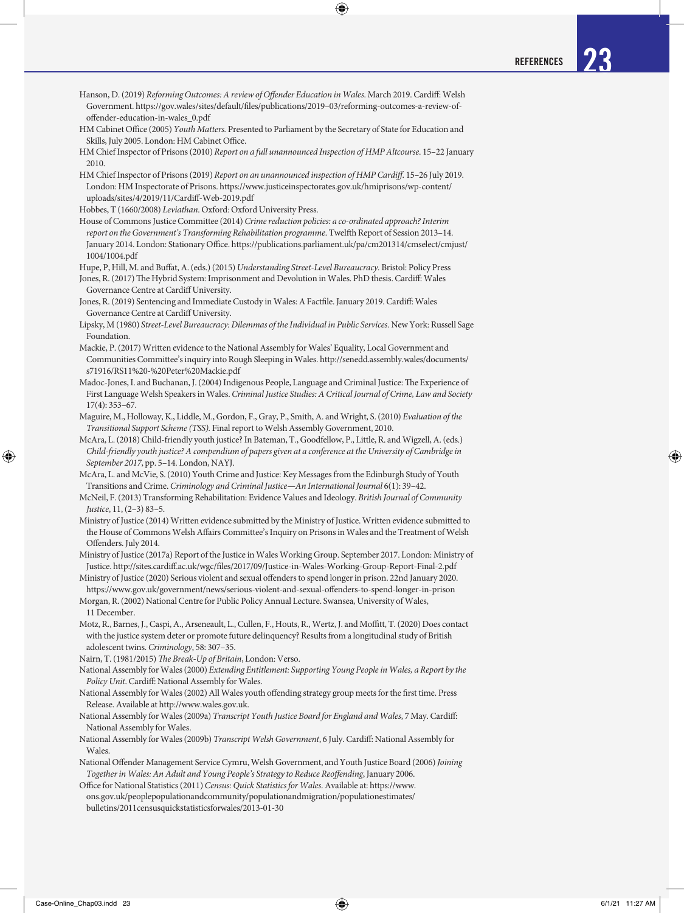Hanson, D. (2019) *Reforming Outcomes: A review of Offender Education in Wales*. March 2019. Cardiff: Welsh Government. https://gov.wales/sites/default/files/publications/2019–03/reforming-outcomes-a-review-of-offender-education-in-wales_0.pdf

HM Cabinet Office (2005) *Youth Matters*. Presented to Parliament by the Secretary of State for Education and Skills, July 2005. London: HM Cabinet Office.

HM Chief Inspector of Prisons (2010) *Report on a full unannounced Inspection of HMP Altcourse*. 15–22 January 2010.

HM Chief Inspector of Prisons (2019) *Report on an unannounced inspection of HMP Cardiff*. 15–26 July 2019. London: HM Inspectorate of Prisons. https://www.justiceinspectorates.gov.uk/hmiprisons/wp-content/uploads/sites/4/2019/11/Cardiff-Web-2019.pdf

Hobbes, T (1660/2008) *Leviathan*. Oxford: Oxford University Press.

House of Commons Justice Committee (2014) *Crime reduction policies: a co-ordinated approach? Interim report on the Government's Transforming Rehabilitation programme*. Twelfth Report of Session 2013–14. January 2014. London: Stationary Office. https://publications.parliament.uk/pa/cm201314/cmselect/cmjust/1004/1004.pdf

Hupe, P, Hill, M. and Buffat, A. (eds.) (2015) *Understanding Street-Level Bureaucracy*. Bristol: Policy Press

Jones, R. (2017) The Hybrid System: Imprisonment and Devolution in Wales. PhD thesis. Cardiff: Wales Governance Centre at Cardiff University.

Jones, R. (2019) Sentencing and Immediate Custody in Wales: A Factfile. January 2019. Cardiff: Wales Governance Centre at Cardiff University.

Lipsky, M (1980) *Street-Level Bureaucracy: Dilemmas of the Individual in Public Services*. New York: Russell Sage Foundation.

Mackie, P. (2017) Written evidence to the National Assembly for Wales' Equality, Local Government and Communities Committee's inquiry into Rough Sleeping in Wales. http://senedd.assembly.wales/documents/s71916/RS11%20-%20Peter%20Mackie.pdf

Madoc-Jones, I. and Buchanan, J. (2004) Indigenous People, Language and Criminal Justice: The Experience of First Language Welsh Speakers in Wales. *Criminal Justice Studies: A Critical Journal of Crime, Law and Society* 17(4): 353–67.

Maguire, M., Holloway, K., Liddle, M., Gordon, F., Gray, P., Smith, A. and Wright, S. (2010) *Evaluation of the Transitional Support Scheme (TSS)*. Final report to Welsh Assembly Government, 2010.

McAra, L. (2018) Child-friendly youth justice? In Bateman, T., Goodfellow, P., Little, R. and Wigzell, A. (eds.) *Child-friendly youth justice? A compendium of papers given at a conference at the University of Cambridge in September 2017*, pp. 5–14. London, NAYJ.

McAra, L. and McVie, S. (2010) Youth Crime and Justice: Key Messages from the Edinburgh Study of Youth Transitions and Crime. *Criminology and Criminal Justice—An International Journal* 6(1): 39–42.

McNeil, F. (2013) Transforming Rehabilitation: Evidence Values and Ideology. *British Journal of Community Justice*, 11, (2–3) 83–5.

Ministry of Justice (2014) Written evidence submitted by the Ministry of Justice. Written evidence submitted to the House of Commons Welsh Affairs Committee's Inquiry on Prisons in Wales and the Treatment of Welsh Offenders. July 2014.

Ministry of Justice (2017a) Report of the Justice in Wales Working Group. September 2017. London: Ministry of Justice. http://sites.cardiff.ac.uk/wgc/files/2017/09/Justice-in-Wales-Working-Group-Report-Final-2.pdf

Ministry of Justice (2020) Serious violent and sexual offenders to spend longer in prison. 22nd January 2020. https://www.gov.uk/government/news/serious-violent-and-sexual-offenders-to-spend-longer-in-prison

Morgan, R. (2002) National Centre for Public Policy Annual Lecture. Swansea, University of Wales, 11 December.

Motz, R., Barnes, J., Caspi, A., Arseneault, L., Cullen, F., Houts, R., Wertz, J. and Moffitt, T. (2020) Does contact with the justice system deter or promote future delinquency? Results from a longitudinal study of British adolescent twins. *Criminology*, 58: 307–35.

Nairn, T. (1981/2015) *The Break-Up of Britain*, London: Verso.

National Assembly for Wales (2000) *Extending Entitlement: Supporting Young People in Wales, a Report by the Policy Unit*. Cardiff: National Assembly for Wales.

National Assembly for Wales (2002) All Wales youth offending strategy group meets for the first time. Press Release. Available at http://www.wales.gov.uk.

National Assembly for Wales (2009a) *Transcript Youth Justice Board for England and Wales*, 7 May. Cardiff: National Assembly for Wales.

National Assembly for Wales (2009b) *Transcript Welsh Government*, 6 July. Cardiff: National Assembly for Wales.

National Offender Management Service Cymru, Welsh Government, and Youth Justice Board (2006) *Joining Together in Wales: An Adult and Young People's Strategy to Reduce Reoffending*, January 2006.

Office for National Statistics (2011) *Census: Quick Statistics for Wales*. Available at: https://www.ons.gov.uk/peoplepopulationandcommunity/populationandmigration/populationestimates/bulletins/2011censusquickstatisticsforwales/2013-01-30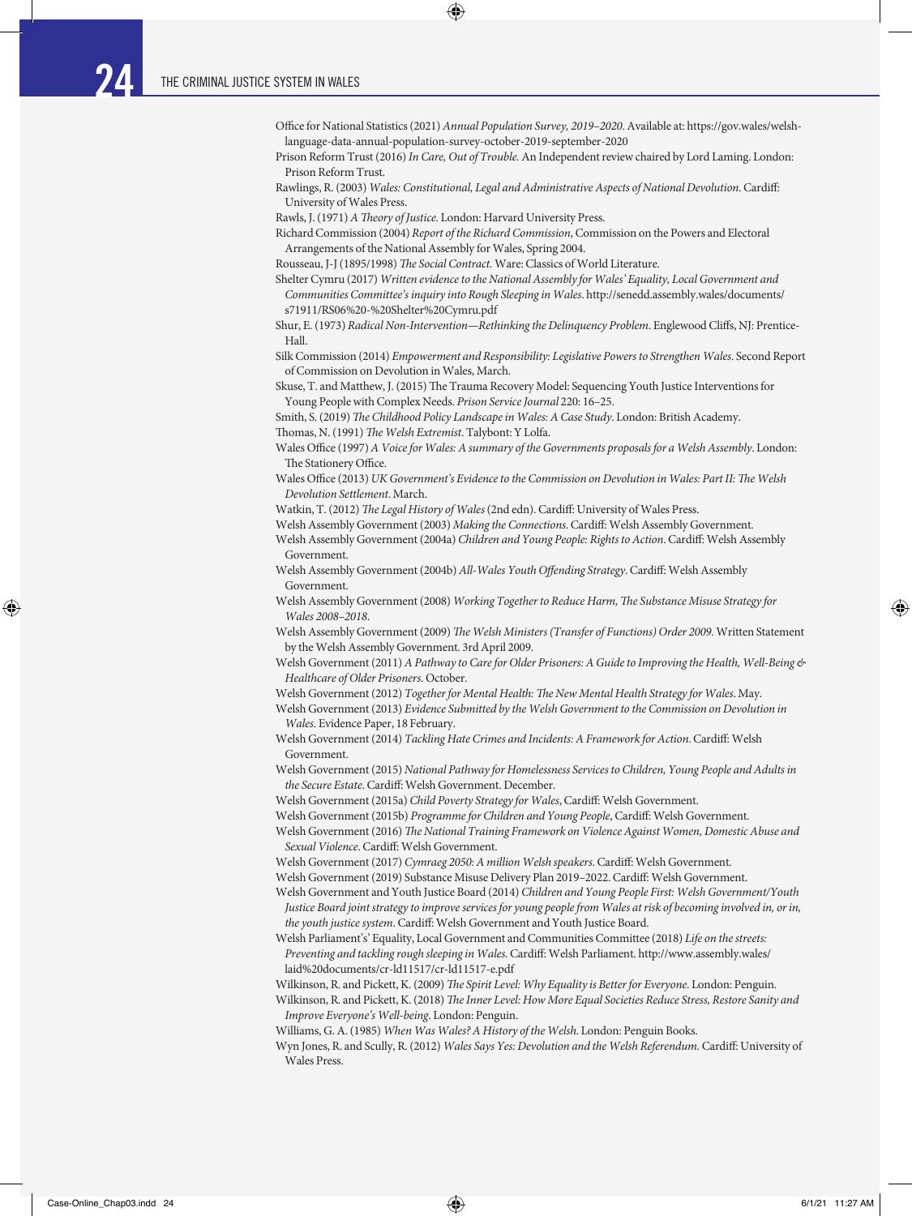Office for National Statistics (2021) *Annual Population Survey, 2019–2020*. Available at: https://gov.wales/welsh-language-data-annual-population-survey-october-2019-september-2020

Prison Reform Trust (2016) *In Care, Out of Trouble.* An Independent review chaired by Lord Laming. London: Prison Reform Trust.

Rawlings, R. (2003) *Wales: Constitutional, Legal and Administrative Aspects of National Devolution*. Cardiff: University of Wales Press.

Rawls, J. (1971) *A Theory of Justice.* London: Harvard University Press.

Richard Commission (2004) *Report of the Richard Commission*, Commission on the Powers and Electoral Arrangements of the National Assembly for Wales, Spring 2004.

Rousseau, J-J (1895/1998) *The Social Contract.* Ware: Classics of World Literature.

Shelter Cymru (2017) *Written evidence to the National Assembly for Wales' Equality, Local Government and Communities Committee's inquiry into Rough Sleeping in Wales*. http://senedd.assembly.wales/documents/s71911/RS06%20-%20Shelter%20Cymru.pdf

Shur, E. (1973) *Radical Non-Intervention—Rethinking the Delinquency Problem*. Englewood Cliffs, NJ: Prentice-Hall.

Silk Commission (2014) *Empowerment and Responsibility: Legislative Powers to Strengthen Wales*. Second Report of Commission on Devolution in Wales, March.

Skuse, T. and Matthew, J. (2015) The Trauma Recovery Model: Sequencing Youth Justice Interventions for Young People with Complex Needs. *Prison Service Journal* 220: 16–25.

Smith, S. (2019) *The Childhood Policy Landscape in Wales: A Case Study*. London: British Academy.

Thomas, N. (1991) *The Welsh Extremist*. Talybont: Y Lolfa.

Wales Office (1997) *A Voice for Wales: A summary of the Governments proposals for a Welsh Assembly*. London: The Stationery Office.

Wales Office (2013) *UK Government's Evidence to the Commission on Devolution in Wales: Part II: The Welsh Devolution Settlement*. March.

Watkin, T. (2012) *The Legal History of Wales* (2nd edn). Cardiff: University of Wales Press.

Welsh Assembly Government (2003) *Making the Connections*. Cardiff: Welsh Assembly Government.

Welsh Assembly Government (2004a) *Children and Young People: Rights to Action*. Cardiff: Welsh Assembly Government.

Welsh Assembly Government (2004b) *All-Wales Youth Offending Strategy*. Cardiff: Welsh Assembly Government.

Welsh Assembly Government (2008) *Working Together to Reduce Harm, The Substance Misuse Strategy for Wales 2008–2018*.

Welsh Assembly Government (2009) *The Welsh Ministers (Transfer of Functions) Order 2009*. Written Statement by the Welsh Assembly Government. 3rd April 2009.

Welsh Government (2011) *A Pathway to Care for Older Prisoners: A Guide to Improving the Health, Well-Being & Healthcare of Older Prisoners*. October.

Welsh Government (2012) *Together for Mental Health: The New Mental Health Strategy for Wales*. May.

Welsh Government (2013) *Evidence Submitted by the Welsh Government to the Commission on Devolution in Wales*. Evidence Paper, 18 February.

Welsh Government (2014) *Tackling Hate Crimes and Incidents: A Framework for Action*. Cardiff: Welsh Government.

Welsh Government (2015) *National Pathway for Homelessness Services to Children, Young People and Adults in the Secure Estate*. Cardiff: Welsh Government. December.

Welsh Government (2015a) *Child Poverty Strategy for Wales*, Cardiff: Welsh Government.

Welsh Government (2015b) *Programme for Children and Young People*, Cardiff: Welsh Government.

Welsh Government (2016) *The National Training Framework on Violence Against Women, Domestic Abuse and Sexual Violence*. Cardiff: Welsh Government.

Welsh Government (2017) *Cymraeg 2050: A million Welsh speakers*. Cardiff: Welsh Government.

Welsh Government (2019) Substance Misuse Delivery Plan 2019–2022. Cardiff: Welsh Government.

Welsh Government and Youth Justice Board (2014) *Children and Young People First: Welsh Government/Youth Justice Board joint strategy to improve services for young people from Wales at risk of becoming involved in, or in, the youth justice system*. Cardiff: Welsh Government and Youth Justice Board.

Welsh Parliament's' Equality, Local Government and Communities Committee (2018) *Life on the streets: Preventing and tackling rough sleeping in Wales*. Cardiff: Welsh Parliament. http://www.assembly.wales/laid%20documents/cr-ld11517/cr-ld11517-e.pdf

Wilkinson, R. and Pickett, K. (2009) *The Spirit Level: Why Equality is Better for Everyone*. London: Penguin.

Wilkinson, R. and Pickett, K. (2018) *The Inner Level: How More Equal Societies Reduce Stress, Restore Sanity and Improve Everyone's Well-being*. London: Penguin.

Williams, G. A. (1985) *When Was Wales? A History of the Welsh*. London: Penguin Books.

Wyn Jones, R. and Scully, R. (2012) *Wales Says Yes: Devolution and the Welsh Referendum.* Cardiff: University of Wales Press.